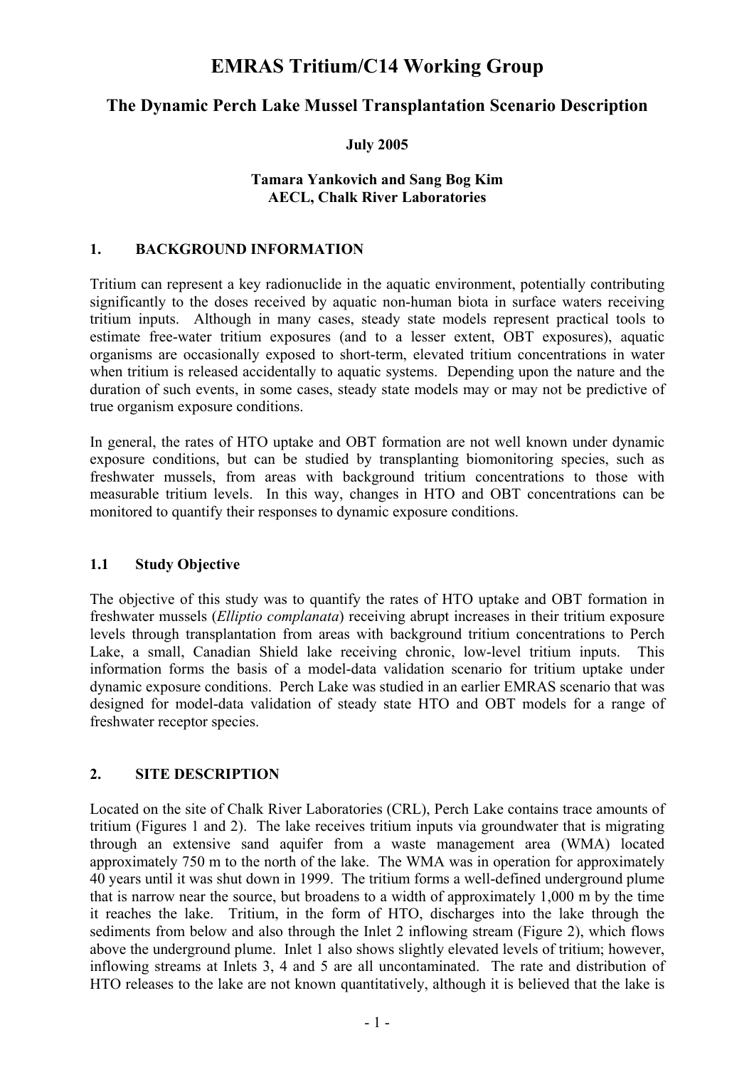# EMRAS Tritium/C14 Working Group

## The Dynamic Perch Lake Mussel Transplantation Scenario Description

**July 2005**

**Tamara Yankovich and Sang Bog Kim**
**AECL, Chalk River Laboratories**

## 1. BACKGROUND INFORMATION

Tritium can represent a key radionuclide in the aquatic environment, potentially contributing significantly to the doses received by aquatic non-human biota in surface waters receiving tritium inputs. Although in many cases, steady state models represent practical tools to estimate free-water tritium exposures (and to a lesser extent, OBT exposures), aquatic organisms are occasionally exposed to short-term, elevated tritium concentrations in water when tritium is released accidentally to aquatic systems. Depending upon the nature and the duration of such events, in some cases, steady state models may or may not be predictive of true organism exposure conditions.

In general, the rates of HTO uptake and OBT formation are not well known under dynamic exposure conditions, but can be studied by transplanting biomonitoring species, such as freshwater mussels, from areas with background tritium concentrations to those with measurable tritium levels. In this way, changes in HTO and OBT concentrations can be monitored to quantify their responses to dynamic exposure conditions.

### 1.1 Study Objective

The objective of this study was to quantify the rates of HTO uptake and OBT formation in freshwater mussels (*Elliptio complanata*) receiving abrupt increases in their tritium exposure levels through transplantation from areas with background tritium concentrations to Perch Lake, a small, Canadian Shield lake receiving chronic, low-level tritium inputs. This information forms the basis of a model-data validation scenario for tritium uptake under dynamic exposure conditions. Perch Lake was studied in an earlier EMRAS scenario that was designed for model-data validation of steady state HTO and OBT models for a range of freshwater receptor species.

## 2. SITE DESCRIPTION

Located on the site of Chalk River Laboratories (CRL), Perch Lake contains trace amounts of tritium (Figures 1 and 2). The lake receives tritium inputs via groundwater that is migrating through an extensive sand aquifer from a waste management area (WMA) located approximately 750 m to the north of the lake. The WMA was in operation for approximately 40 years until it was shut down in 1999. The tritium forms a well-defined underground plume that is narrow near the source, but broadens to a width of approximately 1,000 m by the time it reaches the lake. Tritium, in the form of HTO, discharges into the lake through the sediments from below and also through the Inlet 2 inflowing stream (Figure 2), which flows above the underground plume. Inlet 1 also shows slightly elevated levels of tritium; however, inflowing streams at Inlets 3, 4 and 5 are all uncontaminated. The rate and distribution of HTO releases to the lake are not known quantitatively, although it is believed that the lake is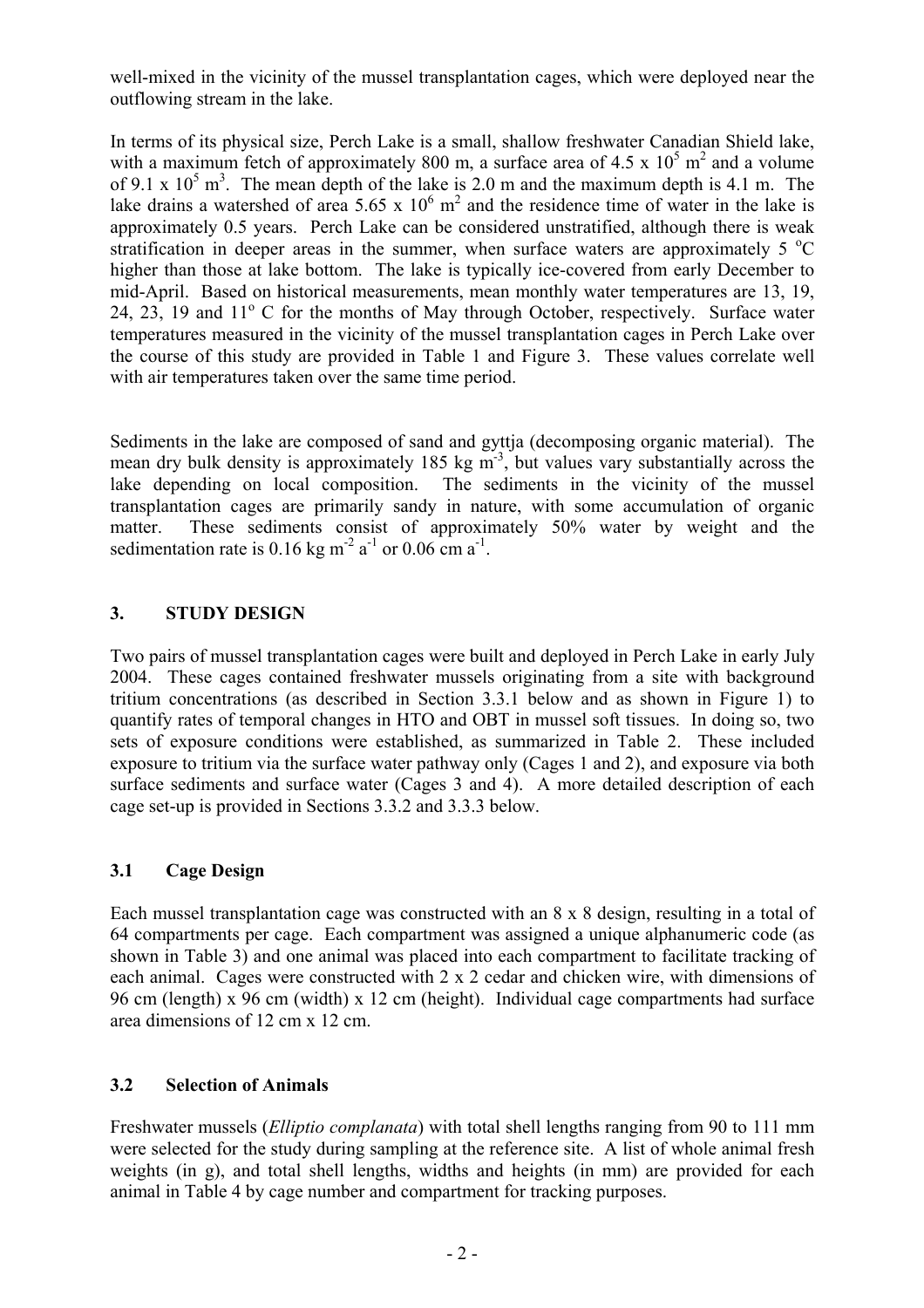well-mixed in the vicinity of the mussel transplantation cages, which were deployed near the outflowing stream in the lake.

In terms of its physical size, Perch Lake is a small, shallow freshwater Canadian Shield lake, with a maximum fetch of approximately 800 m, a surface area of $4.5 \times 10^5$ m$^2$ and a volume of $9.1 \times 10^5$ m$^3$. The mean depth of the lake is 2.0 m and the maximum depth is 4.1 m. The lake drains a watershed of area $5.65 \times 10^6$ m$^2$ and the residence time of water in the lake is approximately 0.5 years. Perch Lake can be considered unstratified, although there is weak stratification in deeper areas in the summer, when surface waters are approximately 5 $^{o}$C higher than those at lake bottom. The lake is typically ice-covered from early December to mid-April. Based on historical measurements, mean monthly water temperatures are 13, 19, 24, 23, 19 and 11$^{o}$ C for the months of May through October, respectively. Surface water temperatures measured in the vicinity of the mussel transplantation cages in Perch Lake over the course of this study are provided in Table 1 and Figure 3. These values correlate well with air temperatures taken over the same time period.

Sediments in the lake are composed of sand and gyttja (decomposing organic material). The mean dry bulk density is approximately 185 kg m$^{-3}$, but values vary substantially across the lake depending on local composition. The sediments in the vicinity of the mussel transplantation cages are primarily sandy in nature, with some accumulation of organic matter. These sediments consist of approximately 50% water by weight and the sedimentation rate is 0.16 kg m$^{-2}$ a$^{-1}$ or 0.06 cm a$^{-1}$.

## 3. STUDY DESIGN

Two pairs of mussel transplantation cages were built and deployed in Perch Lake in early July 2004. These cages contained freshwater mussels originating from a site with background tritium concentrations (as described in Section 3.3.1 below and as shown in Figure 1) to quantify rates of temporal changes in HTO and OBT in mussel soft tissues. In doing so, two sets of exposure conditions were established, as summarized in Table 2. These included exposure to tritium via the surface water pathway only (Cages 1 and 2), and exposure via both surface sediments and surface water (Cages 3 and 4). A more detailed description of each cage set-up is provided in Sections 3.3.2 and 3.3.3 below.

### 3.1 Cage Design

Each mussel transplantation cage was constructed with an 8 x 8 design, resulting in a total of 64 compartments per cage. Each compartment was assigned a unique alphanumeric code (as shown in Table 3) and one animal was placed into each compartment to facilitate tracking of each animal. Cages were constructed with 2 x 2 cedar and chicken wire, with dimensions of 96 cm (length) x 96 cm (width) x 12 cm (height). Individual cage compartments had surface area dimensions of 12 cm x 12 cm.

### 3.2 Selection of Animals

Freshwater mussels (*Elliptio complanata*) with total shell lengths ranging from 90 to 111 mm were selected for the study during sampling at the reference site. A list of whole animal fresh weights (in g), and total shell lengths, widths and heights (in mm) are provided for each animal in Table 4 by cage number and compartment for tracking purposes.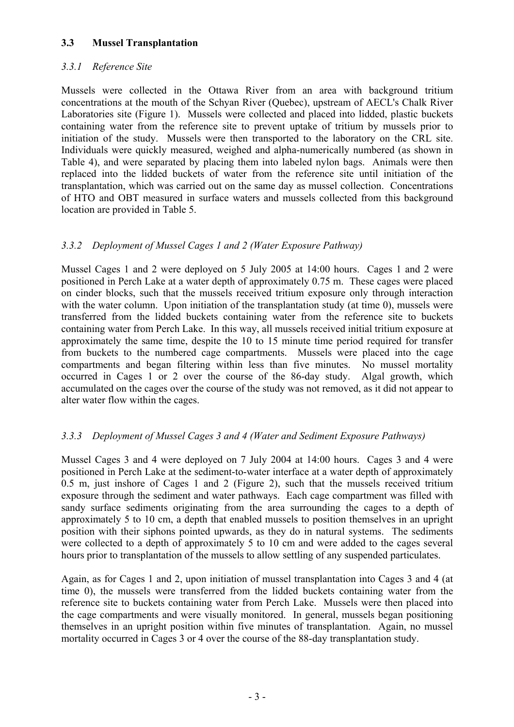## 3.3 Mussel Transplantation

### *3.3.1 Reference Site*

Mussels were collected in the Ottawa River from an area with background tritium concentrations at the mouth of the Schyan River (Quebec), upstream of AECL's Chalk River Laboratories site (Figure 1). Mussels were collected and placed into lidded, plastic buckets containing water from the reference site to prevent uptake of tritium by mussels prior to initiation of the study. Mussels were then transported to the laboratory on the CRL site. Individuals were quickly measured, weighed and alpha-numerically numbered (as shown in Table 4), and were separated by placing them into labeled nylon bags. Animals were then replaced into the lidded buckets of water from the reference site until initiation of the transplantation, which was carried out on the same day as mussel collection. Concentrations of HTO and OBT measured in surface waters and mussels collected from this background location are provided in Table 5.

### *3.3.2 Deployment of Mussel Cages 1 and 2 (Water Exposure Pathway)*

Mussel Cages 1 and 2 were deployed on 5 July 2005 at 14:00 hours. Cages 1 and 2 were positioned in Perch Lake at a water depth of approximately 0.75 m. These cages were placed on cinder blocks, such that the mussels received tritium exposure only through interaction with the water column. Upon initiation of the transplantation study (at time 0), mussels were transferred from the lidded buckets containing water from the reference site to buckets containing water from Perch Lake. In this way, all mussels received initial tritium exposure at approximately the same time, despite the 10 to 15 minute time period required for transfer from buckets to the numbered cage compartments. Mussels were placed into the cage compartments and began filtering within less than five minutes. No mussel mortality occurred in Cages 1 or 2 over the course of the 86-day study. Algal growth, which accumulated on the cages over the course of the study was not removed, as it did not appear to alter water flow within the cages.

### *3.3.3 Deployment of Mussel Cages 3 and 4 (Water and Sediment Exposure Pathways)*

Mussel Cages 3 and 4 were deployed on 7 July 2004 at 14:00 hours. Cages 3 and 4 were positioned in Perch Lake at the sediment-to-water interface at a water depth of approximately 0.5 m, just inshore of Cages 1 and 2 (Figure 2), such that the mussels received tritium exposure through the sediment and water pathways. Each cage compartment was filled with sandy surface sediments originating from the area surrounding the cages to a depth of approximately 5 to 10 cm, a depth that enabled mussels to position themselves in an upright position with their siphons pointed upwards, as they do in natural systems. The sediments were collected to a depth of approximately 5 to 10 cm and were added to the cages several hours prior to transplantation of the mussels to allow settling of any suspended particulates.

Again, as for Cages 1 and 2, upon initiation of mussel transplantation into Cages 3 and 4 (at time 0), the mussels were transferred from the lidded buckets containing water from the reference site to buckets containing water from Perch Lake. Mussels were then placed into the cage compartments and were visually monitored. In general, mussels began positioning themselves in an upright position within five minutes of transplantation. Again, no mussel mortality occurred in Cages 3 or 4 over the course of the 88-day transplantation study.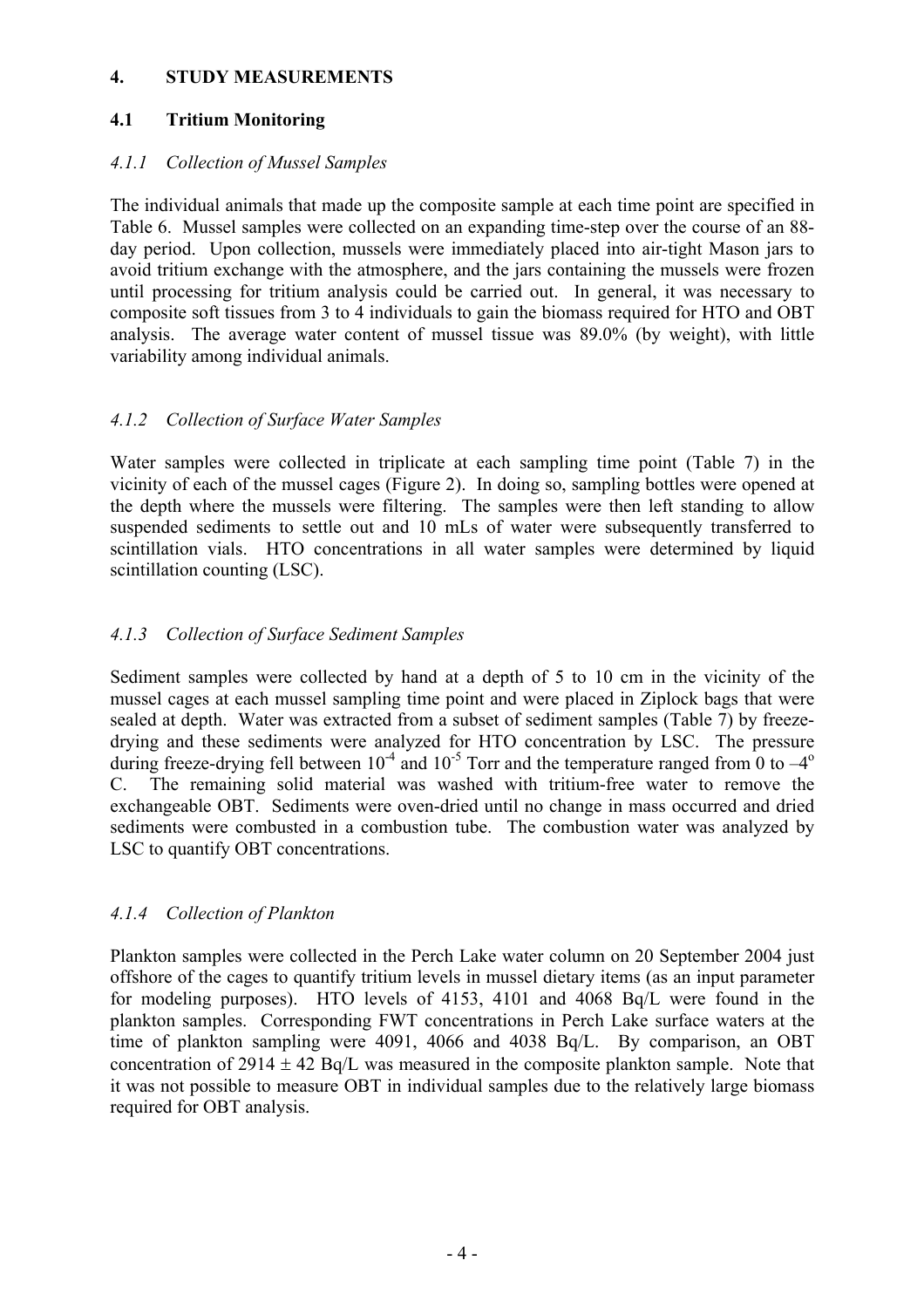## 4. STUDY MEASUREMENTS

### 4.1 Tritium Monitoring

#### *4.1.1 Collection of Mussel Samples*

The individual animals that made up the composite sample at each time point are specified in Table 6. Mussel samples were collected on an expanding time-step over the course of an 88-day period. Upon collection, mussels were immediately placed into air-tight Mason jars to avoid tritium exchange with the atmosphere, and the jars containing the mussels were frozen until processing for tritium analysis could be carried out. In general, it was necessary to composite soft tissues from 3 to 4 individuals to gain the biomass required for HTO and OBT analysis. The average water content of mussel tissue was 89.0% (by weight), with little variability among individual animals.

#### *4.1.2 Collection of Surface Water Samples*

Water samples were collected in triplicate at each sampling time point (Table 7) in the vicinity of each of the mussel cages (Figure 2). In doing so, sampling bottles were opened at the depth where the mussels were filtering. The samples were then left standing to allow suspended sediments to settle out and 10 mLs of water were subsequently transferred to scintillation vials. HTO concentrations in all water samples were determined by liquid scintillation counting (LSC).

#### *4.1.3 Collection of Surface Sediment Samples*

Sediment samples were collected by hand at a depth of 5 to 10 cm in the vicinity of the mussel cages at each mussel sampling time point and were placed in Ziplock bags that were sealed at depth. Water was extracted from a subset of sediment samples (Table 7) by freeze-drying and these sediments were analyzed for HTO concentration by LSC. The pressure during freeze-drying fell between $10^{-4}$ and $10^{-5}$ Torr and the temperature ranged from 0 to $-4^{o}$ C. The remaining solid material was washed with tritium-free water to remove the exchangeable OBT. Sediments were oven-dried until no change in mass occurred and dried sediments were combusted in a combustion tube. The combustion water was analyzed by LSC to quantify OBT concentrations.

#### *4.1.4 Collection of Plankton*

Plankton samples were collected in the Perch Lake water column on 20 September 2004 just offshore of the cages to quantify tritium levels in mussel dietary items (as an input parameter for modeling purposes). HTO levels of 4153, 4101 and 4068 Bq/L were found in the plankton samples. Corresponding FWT concentrations in Perch Lake surface waters at the time of plankton sampling were 4091, 4066 and 4038 Bq/L. By comparison, an OBT concentration of $2914 \pm 42$ Bq/L was measured in the composite plankton sample. Note that it was not possible to measure OBT in individual samples due to the relatively large biomass required for OBT analysis.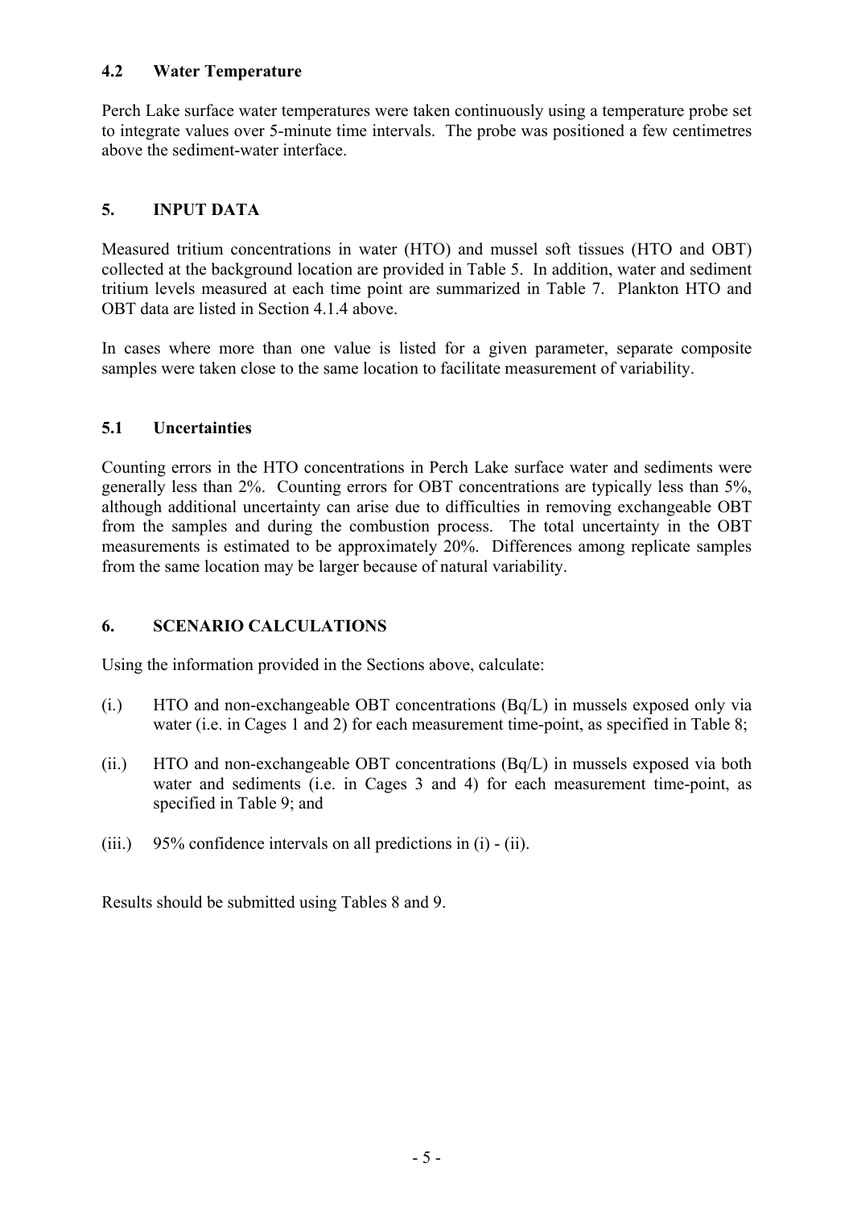### 4.2 Water Temperature

Perch Lake surface water temperatures were taken continuously using a temperature probe set to integrate values over 5-minute time intervals. The probe was positioned a few centimetres above the sediment-water interface.

## 5. INPUT DATA

Measured tritium concentrations in water (HTO) and mussel soft tissues (HTO and OBT) collected at the background location are provided in Table 5. In addition, water and sediment tritium levels measured at each time point are summarized in Table 7. Plankton HTO and OBT data are listed in Section 4.1.4 above.

In cases where more than one value is listed for a given parameter, separate composite samples were taken close to the same location to facilitate measurement of variability.

### 5.1 Uncertainties

Counting errors in the HTO concentrations in Perch Lake surface water and sediments were generally less than 2%. Counting errors for OBT concentrations are typically less than 5%, although additional uncertainty can arise due to difficulties in removing exchangeable OBT from the samples and during the combustion process. The total uncertainty in the OBT measurements is estimated to be approximately 20%. Differences among replicate samples from the same location may be larger because of natural variability.

## 6. SCENARIO CALCULATIONS

Using the information provided in the Sections above, calculate:

(i.) HTO and non-exchangeable OBT concentrations (Bq/L) in mussels exposed only via water (i.e. in Cages 1 and 2) for each measurement time-point, as specified in Table 8;

(ii.) HTO and non-exchangeable OBT concentrations (Bq/L) in mussels exposed via both water and sediments (i.e. in Cages 3 and 4) for each measurement time-point, as specified in Table 9; and

(iii.) 95% confidence intervals on all predictions in (i) - (ii).

Results should be submitted using Tables 8 and 9.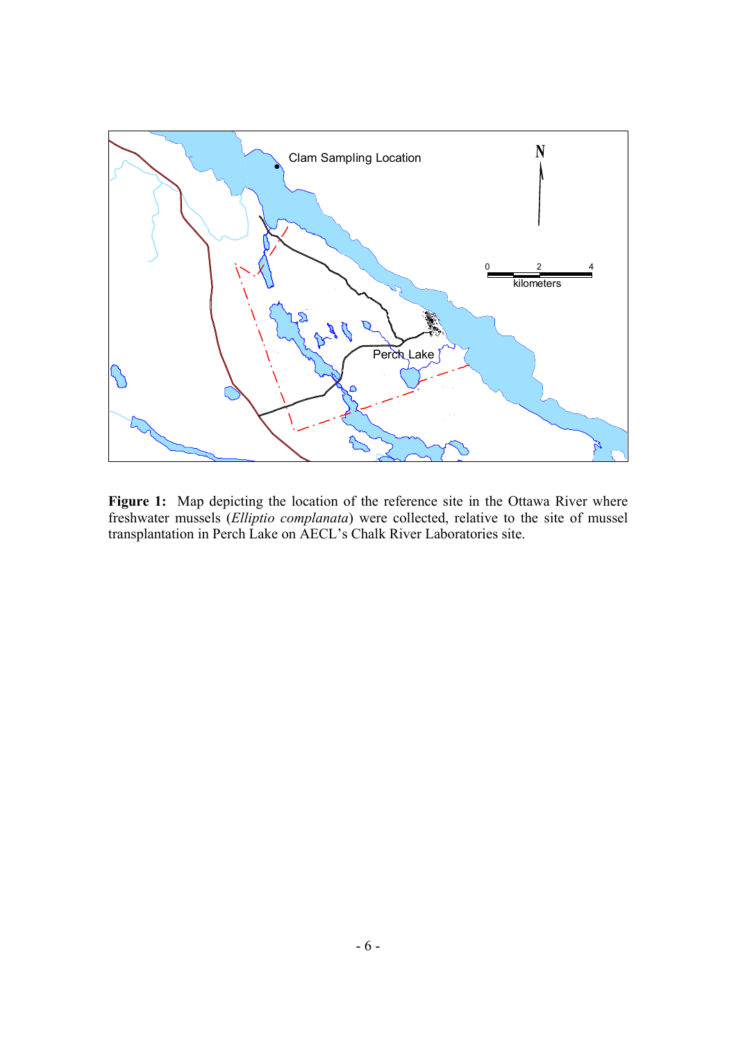**Figure 1:** Map depicting the location of the reference site in the Ottawa River where freshwater mussels (*Elliptio complanata*) were collected, relative to the site of mussel transplantation in Perch Lake on AECL's Chalk River Laboratories site.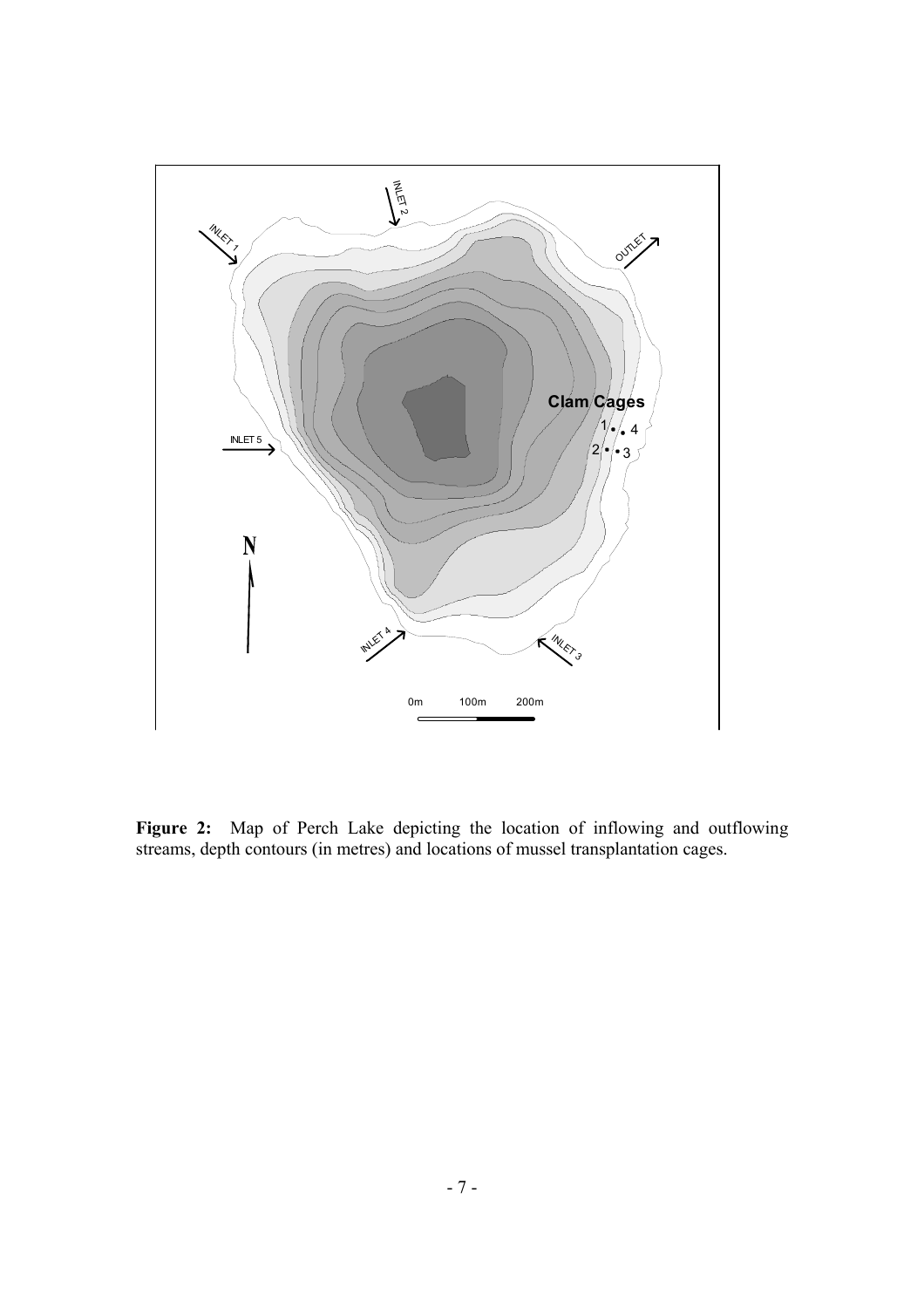**Figure 2:** Map of Perch Lake depicting the location of inflowing and outflowing streams, depth contours (in metres) and locations of mussel transplantation cages.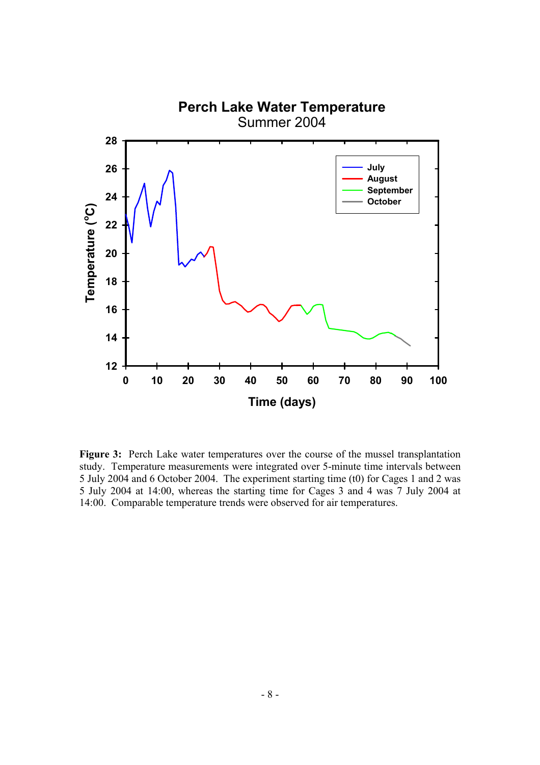**Figure 3:** Perch Lake water temperatures over the course of the mussel transplantation study. Temperature measurements were integrated over 5-minute time intervals between 5 July 2004 and 6 October 2004. The experiment starting time (t0) for Cages 1 and 2 was 5 July 2004 at 14:00, whereas the starting time for Cages 3 and 4 was 7 July 2004 at 14:00. Comparable temperature trends were observed for air temperatures.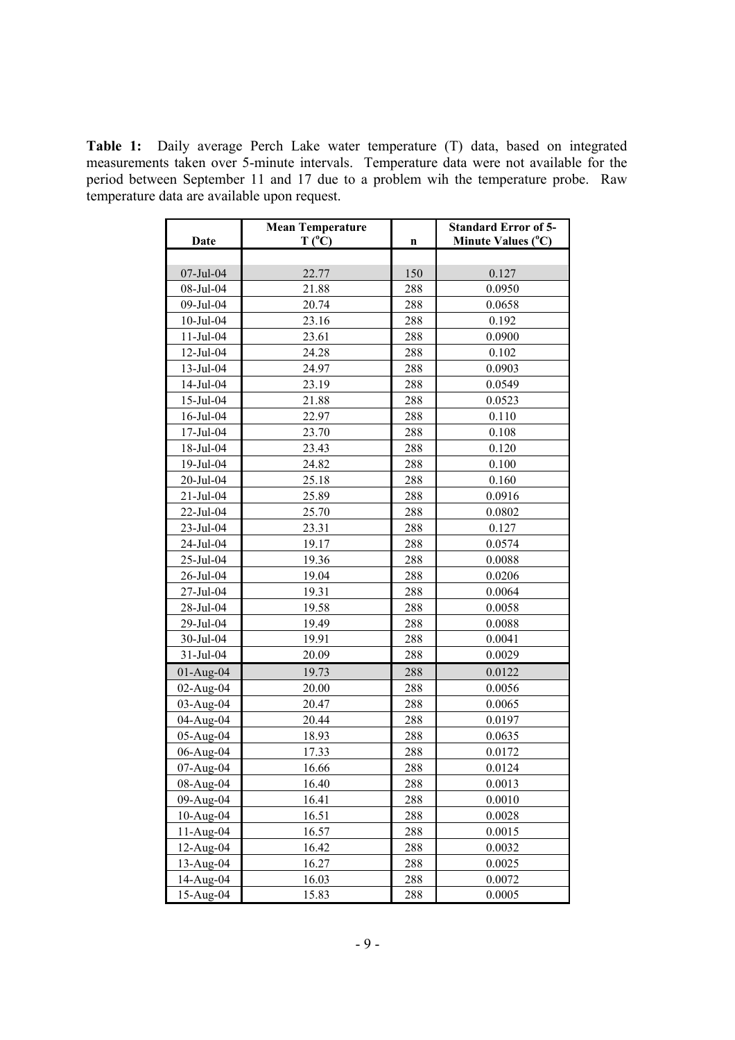**Table 1:** Daily average Perch Lake water temperature (T) data, based on integrated measurements taken over 5-minute intervals. Temperature data were not available for the period between September 11 and 17 due to a problem wih the temperature probe. Raw temperature data are available upon request.

| Date | Mean Temperature T (°C) | n | Standard Error of 5-Minute Values (°C) |
|---|---|---|---|
| 07-Jul-04 | 22.77 | 150 | 0.127 |
| 08-Jul-04 | 21.88 | 288 | 0.0950 |
| 09-Jul-04 | 20.74 | 288 | 0.0658 |
| 10-Jul-04 | 23.16 | 288 | 0.192 |
| 11-Jul-04 | 23.61 | 288 | 0.0900 |
| 12-Jul-04 | 24.28 | 288 | 0.102 |
| 13-Jul-04 | 24.97 | 288 | 0.0903 |
| 14-Jul-04 | 23.19 | 288 | 0.0549 |
| 15-Jul-04 | 21.88 | 288 | 0.0523 |
| 16-Jul-04 | 22.97 | 288 | 0.110 |
| 17-Jul-04 | 23.70 | 288 | 0.108 |
| 18-Jul-04 | 23.43 | 288 | 0.120 |
| 19-Jul-04 | 24.82 | 288 | 0.100 |
| 20-Jul-04 | 25.18 | 288 | 0.160 |
| 21-Jul-04 | 25.89 | 288 | 0.0916 |
| 22-Jul-04 | 25.70 | 288 | 0.0802 |
| 23-Jul-04 | 23.31 | 288 | 0.127 |
| 24-Jul-04 | 19.17 | 288 | 0.0574 |
| 25-Jul-04 | 19.36 | 288 | 0.0088 |
| 26-Jul-04 | 19.04 | 288 | 0.0206 |
| 27-Jul-04 | 19.31 | 288 | 0.0064 |
| 28-Jul-04 | 19.58 | 288 | 0.0058 |
| 29-Jul-04 | 19.49 | 288 | 0.0088 |
| 30-Jul-04 | 19.91 | 288 | 0.0041 |
| 31-Jul-04 | 20.09 | 288 | 0.0029 |
| 01-Aug-04 | 19.73 | 288 | 0.0122 |
| 02-Aug-04 | 20.00 | 288 | 0.0056 |
| 03-Aug-04 | 20.47 | 288 | 0.0065 |
| 04-Aug-04 | 20.44 | 288 | 0.0197 |
| 05-Aug-04 | 18.93 | 288 | 0.0635 |
| 06-Aug-04 | 17.33 | 288 | 0.0172 |
| 07-Aug-04 | 16.66 | 288 | 0.0124 |
| 08-Aug-04 | 16.40 | 288 | 0.0013 |
| 09-Aug-04 | 16.41 | 288 | 0.0010 |
| 10-Aug-04 | 16.51 | 288 | 0.0028 |
| 11-Aug-04 | 16.57 | 288 | 0.0015 |
| 12-Aug-04 | 16.42 | 288 | 0.0032 |
| 13-Aug-04 | 16.27 | 288 | 0.0025 |
| 14-Aug-04 | 16.03 | 288 | 0.0072 |
| 15-Aug-04 | 15.83 | 288 | 0.0005 |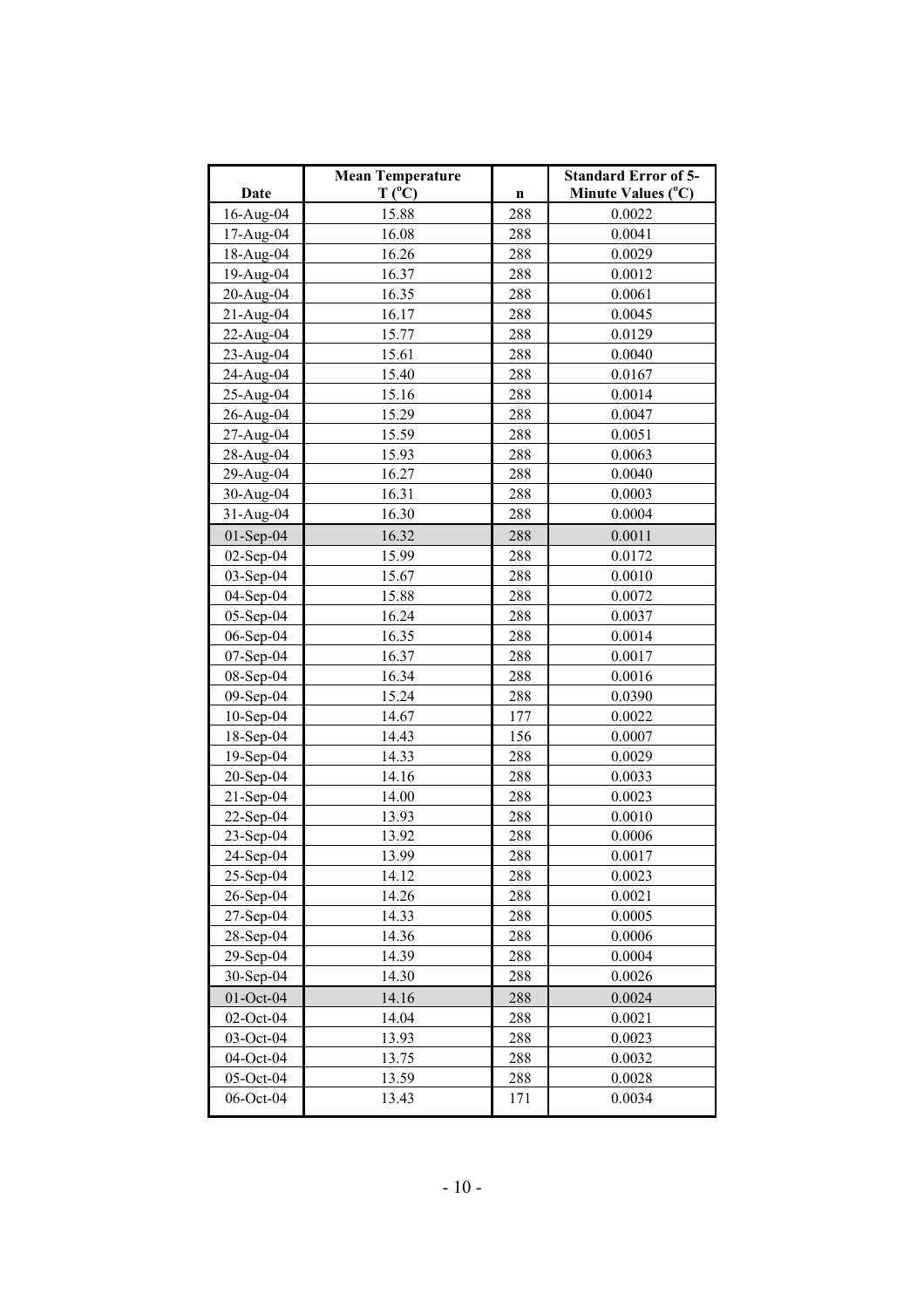| Date | Mean Temperature T (°C) | n | Standard Error of 5-Minute Values (°C) |
|---|---|---|---|
| 16-Aug-04 | 15.88 | 288 | 0.0022 |
| 17-Aug-04 | 16.08 | 288 | 0.0041 |
| 18-Aug-04 | 16.26 | 288 | 0.0029 |
| 19-Aug-04 | 16.37 | 288 | 0.0012 |
| 20-Aug-04 | 16.35 | 288 | 0.0061 |
| 21-Aug-04 | 16.17 | 288 | 0.0045 |
| 22-Aug-04 | 15.77 | 288 | 0.0129 |
| 23-Aug-04 | 15.61 | 288 | 0.0040 |
| 24-Aug-04 | 15.40 | 288 | 0.0167 |
| 25-Aug-04 | 15.16 | 288 | 0.0014 |
| 26-Aug-04 | 15.29 | 288 | 0.0047 |
| 27-Aug-04 | 15.59 | 288 | 0.0051 |
| 28-Aug-04 | 15.93 | 288 | 0.0063 |
| 29-Aug-04 | 16.27 | 288 | 0.0040 |
| 30-Aug-04 | 16.31 | 288 | 0.0003 |
| 31-Aug-04 | 16.30 | 288 | 0.0004 |
| 01-Sep-04 | 16.32 | 288 | 0.0011 |
| 02-Sep-04 | 15.99 | 288 | 0.0172 |
| 03-Sep-04 | 15.67 | 288 | 0.0010 |
| 04-Sep-04 | 15.88 | 288 | 0.0072 |
| 05-Sep-04 | 16.24 | 288 | 0.0037 |
| 06-Sep-04 | 16.35 | 288 | 0.0014 |
| 07-Sep-04 | 16.37 | 288 | 0.0017 |
| 08-Sep-04 | 16.34 | 288 | 0.0016 |
| 09-Sep-04 | 15.24 | 288 | 0.0390 |
| 10-Sep-04 | 14.67 | 177 | 0.0022 |
| 18-Sep-04 | 14.43 | 156 | 0.0007 |
| 19-Sep-04 | 14.33 | 288 | 0.0029 |
| 20-Sep-04 | 14.16 | 288 | 0.0033 |
| 21-Sep-04 | 14.00 | 288 | 0.0023 |
| 22-Sep-04 | 13.93 | 288 | 0.0010 |
| 23-Sep-04 | 13.92 | 288 | 0.0006 |
| 24-Sep-04 | 13.99 | 288 | 0.0017 |
| 25-Sep-04 | 14.12 | 288 | 0.0023 |
| 26-Sep-04 | 14.26 | 288 | 0.0021 |
| 27-Sep-04 | 14.33 | 288 | 0.0005 |
| 28-Sep-04 | 14.36 | 288 | 0.0006 |
| 29-Sep-04 | 14.39 | 288 | 0.0004 |
| 30-Sep-04 | 14.30 | 288 | 0.0026 |
| 01-Oct-04 | 14.16 | 288 | 0.0024 |
| 02-Oct-04 | 14.04 | 288 | 0.0021 |
| 03-Oct-04 | 13.93 | 288 | 0.0023 |
| 04-Oct-04 | 13.75 | 288 | 0.0032 |
| 05-Oct-04 | 13.59 | 288 | 0.0028 |
| 06-Oct-04 | 13.43 | 171 | 0.0034 |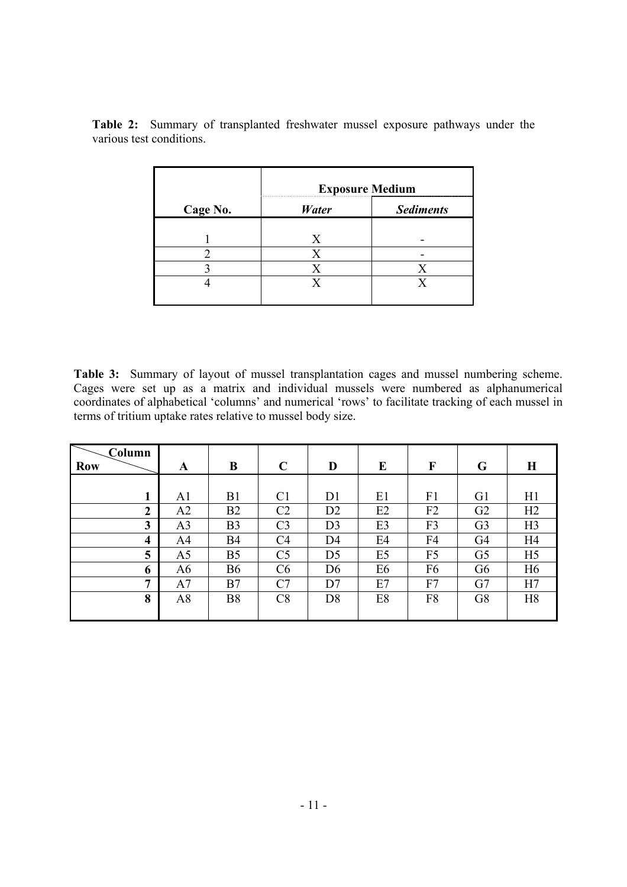**Table 2:** Summary of transplanted freshwater mussel exposure pathways under the various test conditions.

| | Exposure Medium | |
|---|---|---|
| **Cage No.** | ***Water*** | ***Sediments*** |
| 1 | X | - |
| 2 | X | - |
| 3 | X | X |
| 4 | X | X |

**Table 3:** Summary of layout of mussel transplantation cages and mussel numbering scheme. Cages were set up as a matrix and individual mussels were numbered as alphanumerical coordinates of alphabetical 'columns' and numerical 'rows' to facilitate tracking of each mussel in terms of tritium uptake rates relative to mussel body size.

| Row \ Column | A | B | C | D | E | F | G | H |
|---|---|---|---|---|---|---|---|---|
| **1** | A1 | B1 | C1 | D1 | E1 | F1 | G1 | H1 |
| **2** | A2 | B2 | C2 | D2 | E2 | F2 | G2 | H2 |
| **3** | A3 | B3 | C3 | D3 | E3 | F3 | G3 | H3 |
| **4** | A4 | B4 | C4 | D4 | E4 | F4 | G4 | H4 |
| **5** | A5 | B5 | C5 | D5 | E5 | F5 | G5 | H5 |
| **6** | A6 | B6 | C6 | D6 | E6 | F6 | G6 | H6 |
| **7** | A7 | B7 | C7 | D7 | E7 | F7 | G7 | H7 |
| **8** | A8 | B8 | C8 | D8 | E8 | F8 | G8 | H8 |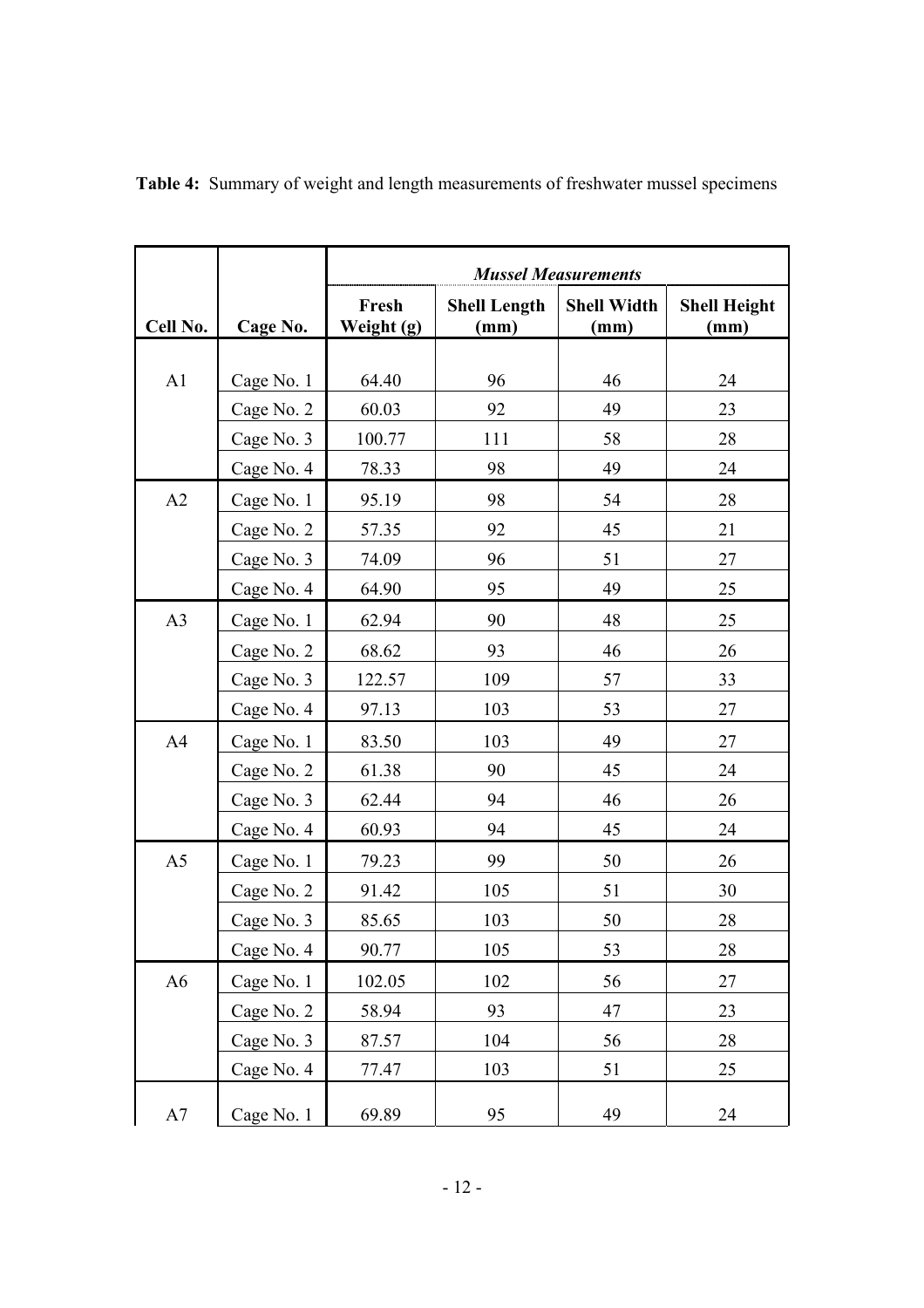**Table 4:** Summary of weight and length measurements of freshwater mussel specimens

| | | ***Mussel Measurements*** | | | |
|---|---|---|---|---|---|
| **Cell No.** | **Cage No.** | **Fresh Weight (g)** | **Shell Length (mm)** | **Shell Width (mm)** | **Shell Height (mm)** |
| A1 | Cage No. 1 | 64.40 | 96 | 46 | 24 |
| | Cage No. 2 | 60.03 | 92 | 49 | 23 |
| | Cage No. 3 | 100.77 | 111 | 58 | 28 |
| | Cage No. 4 | 78.33 | 98 | 49 | 24 |
| A2 | Cage No. 1 | 95.19 | 98 | 54 | 28 |
| | Cage No. 2 | 57.35 | 92 | 45 | 21 |
| | Cage No. 3 | 74.09 | 96 | 51 | 27 |
| | Cage No. 4 | 64.90 | 95 | 49 | 25 |
| A3 | Cage No. 1 | 62.94 | 90 | 48 | 25 |
| | Cage No. 2 | 68.62 | 93 | 46 | 26 |
| | Cage No. 3 | 122.57 | 109 | 57 | 33 |
| | Cage No. 4 | 97.13 | 103 | 53 | 27 |
| A4 | Cage No. 1 | 83.50 | 103 | 49 | 27 |
| | Cage No. 2 | 61.38 | 90 | 45 | 24 |
| | Cage No. 3 | 62.44 | 94 | 46 | 26 |
| | Cage No. 4 | 60.93 | 94 | 45 | 24 |
| A5 | Cage No. 1 | 79.23 | 99 | 50 | 26 |
| | Cage No. 2 | 91.42 | 105 | 51 | 30 |
| | Cage No. 3 | 85.65 | 103 | 50 | 28 |
| | Cage No. 4 | 90.77 | 105 | 53 | 28 |
| A6 | Cage No. 1 | 102.05 | 102 | 56 | 27 |
| | Cage No. 2 | 58.94 | 93 | 47 | 23 |
| | Cage No. 3 | 87.57 | 104 | 56 | 28 |
| | Cage No. 4 | 77.47 | 103 | 51 | 25 |
| A7 | Cage No. 1 | 69.89 | 95 | 49 | 24 |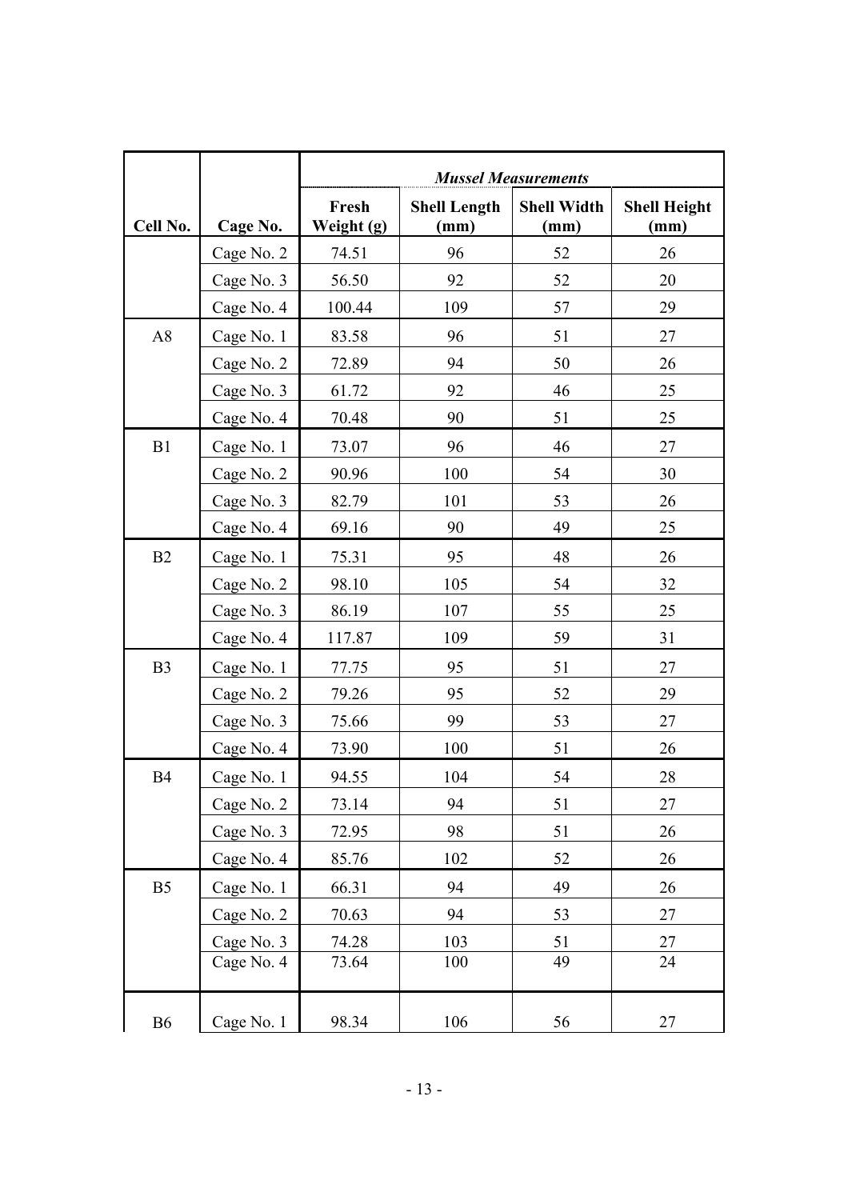| Cell No. | Cage No. | *Mussel Measurements* | | | |
|---|---|---|---|---|---|
| | | **Fresh Weight (g)** | **Shell Length (mm)** | **Shell Width (mm)** | **Shell Height (mm)** |
| | Cage No. 2 | 74.51 | 96 | 52 | 26 |
| | Cage No. 3 | 56.50 | 92 | 52 | 20 |
| | Cage No. 4 | 100.44 | 109 | 57 | 29 |
| A8 | Cage No. 1 | 83.58 | 96 | 51 | 27 |
| | Cage No. 2 | 72.89 | 94 | 50 | 26 |
| | Cage No. 3 | 61.72 | 92 | 46 | 25 |
| | Cage No. 4 | 70.48 | 90 | 51 | 25 |
| B1 | Cage No. 1 | 73.07 | 96 | 46 | 27 |
| | Cage No. 2 | 90.96 | 100 | 54 | 30 |
| | Cage No. 3 | 82.79 | 101 | 53 | 26 |
| | Cage No. 4 | 69.16 | 90 | 49 | 25 |
| B2 | Cage No. 1 | 75.31 | 95 | 48 | 26 |
| | Cage No. 2 | 98.10 | 105 | 54 | 32 |
| | Cage No. 3 | 86.19 | 107 | 55 | 25 |
| | Cage No. 4 | 117.87 | 109 | 59 | 31 |
| B3 | Cage No. 1 | 77.75 | 95 | 51 | 27 |
| | Cage No. 2 | 79.26 | 95 | 52 | 29 |
| | Cage No. 3 | 75.66 | 99 | 53 | 27 |
| | Cage No. 4 | 73.90 | 100 | 51 | 26 |
| B4 | Cage No. 1 | 94.55 | 104 | 54 | 28 |
| | Cage No. 2 | 73.14 | 94 | 51 | 27 |
| | Cage No. 3 | 72.95 | 98 | 51 | 26 |
| | Cage No. 4 | 85.76 | 102 | 52 | 26 |
| B5 | Cage No. 1 | 66.31 | 94 | 49 | 26 |
| | Cage No. 2 | 70.63 | 94 | 53 | 27 |
| | Cage No. 3 | 74.28 | 103 | 51 | 27 |
| | Cage No. 4 | 73.64 | 100 | 49 | 24 |
| B6 | Cage No. 1 | 98.34 | 106 | 56 | 27 |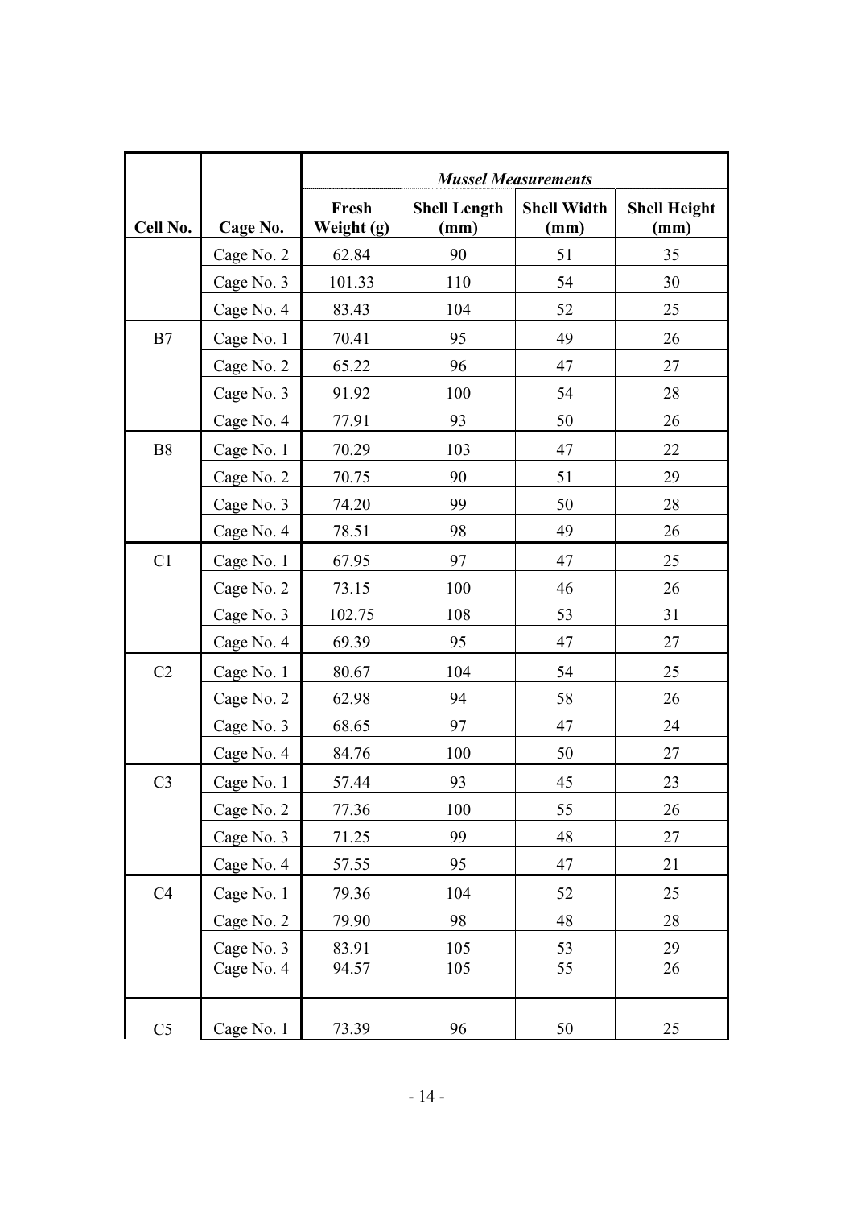| Cell No. | Cage No. | Mussel Measurements | | | |
|---|---|---|---|---|---|
| | | Fresh Weight (g) | Shell Length (mm) | Shell Width (mm) | Shell Height (mm) |
| | Cage No. 2 | 62.84 | 90 | 51 | 35 |
| | Cage No. 3 | 101.33 | 110 | 54 | 30 |
| | Cage No. 4 | 83.43 | 104 | 52 | 25 |
| B7 | Cage No. 1 | 70.41 | 95 | 49 | 26 |
| | Cage No. 2 | 65.22 | 96 | 47 | 27 |
| | Cage No. 3 | 91.92 | 100 | 54 | 28 |
| | Cage No. 4 | 77.91 | 93 | 50 | 26 |
| B8 | Cage No. 1 | 70.29 | 103 | 47 | 22 |
| | Cage No. 2 | 70.75 | 90 | 51 | 29 |
| | Cage No. 3 | 74.20 | 99 | 50 | 28 |
| | Cage No. 4 | 78.51 | 98 | 49 | 26 |
| C1 | Cage No. 1 | 67.95 | 97 | 47 | 25 |
| | Cage No. 2 | 73.15 | 100 | 46 | 26 |
| | Cage No. 3 | 102.75 | 108 | 53 | 31 |
| | Cage No. 4 | 69.39 | 95 | 47 | 27 |
| C2 | Cage No. 1 | 80.67 | 104 | 54 | 25 |
| | Cage No. 2 | 62.98 | 94 | 58 | 26 |
| | Cage No. 3 | 68.65 | 97 | 47 | 24 |
| | Cage No. 4 | 84.76 | 100 | 50 | 27 |
| C3 | Cage No. 1 | 57.44 | 93 | 45 | 23 |
| | Cage No. 2 | 77.36 | 100 | 55 | 26 |
| | Cage No. 3 | 71.25 | 99 | 48 | 27 |
| | Cage No. 4 | 57.55 | 95 | 47 | 21 |
| C4 | Cage No. 1 | 79.36 | 104 | 52 | 25 |
| | Cage No. 2 | 79.90 | 98 | 48 | 28 |
| | Cage No. 3 | 83.91 | 105 | 53 | 29 |
| | Cage No. 4 | 94.57 | 105 | 55 | 26 |
| C5 | Cage No. 1 | 73.39 | 96 | 50 | 25 |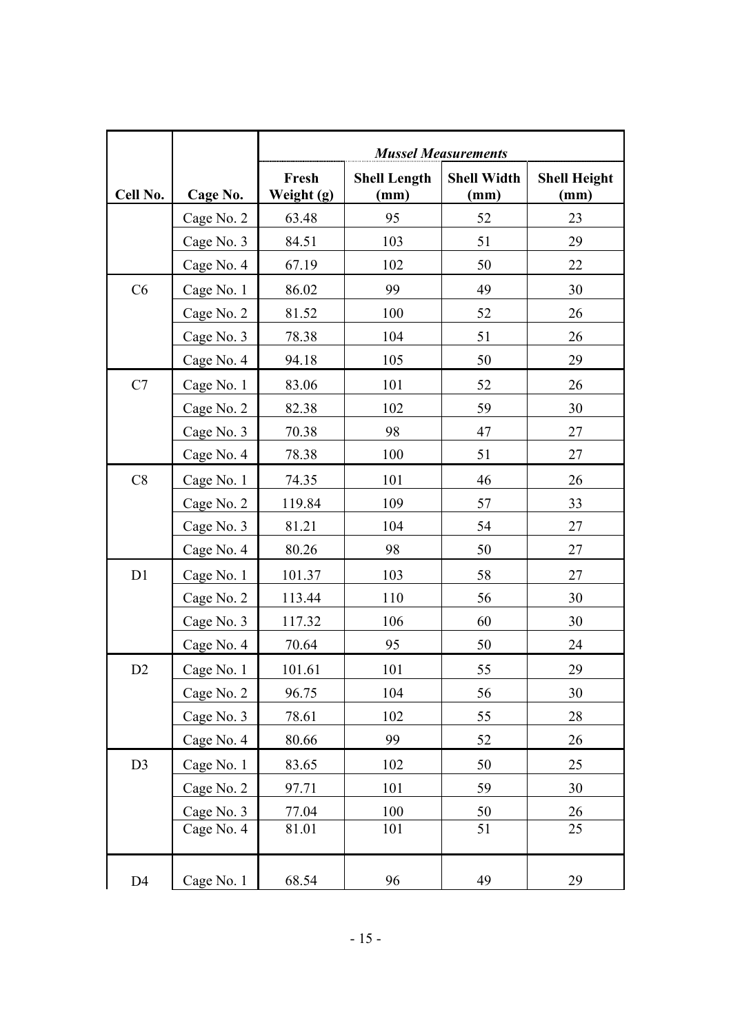| Cell No. | Cage No. | *Mussel Measurements* | | | |
|---|---|---|---|---|---|
| | | **Fresh Weight (g)** | **Shell Length (mm)** | **Shell Width (mm)** | **Shell Height (mm)** |
| | Cage No. 2 | 63.48 | 95 | 52 | 23 |
| | Cage No. 3 | 84.51 | 103 | 51 | 29 |
| | Cage No. 4 | 67.19 | 102 | 50 | 22 |
| C6 | Cage No. 1 | 86.02 | 99 | 49 | 30 |
| | Cage No. 2 | 81.52 | 100 | 52 | 26 |
| | Cage No. 3 | 78.38 | 104 | 51 | 26 |
| | Cage No. 4 | 94.18 | 105 | 50 | 29 |
| C7 | Cage No. 1 | 83.06 | 101 | 52 | 26 |
| | Cage No. 2 | 82.38 | 102 | 59 | 30 |
| | Cage No. 3 | 70.38 | 98 | 47 | 27 |
| | Cage No. 4 | 78.38 | 100 | 51 | 27 |
| C8 | Cage No. 1 | 74.35 | 101 | 46 | 26 |
| | Cage No. 2 | 119.84 | 109 | 57 | 33 |
| | Cage No. 3 | 81.21 | 104 | 54 | 27 |
| | Cage No. 4 | 80.26 | 98 | 50 | 27 |
| D1 | Cage No. 1 | 101.37 | 103 | 58 | 27 |
| | Cage No. 2 | 113.44 | 110 | 56 | 30 |
| | Cage No. 3 | 117.32 | 106 | 60 | 30 |
| | Cage No. 4 | 70.64 | 95 | 50 | 24 |
| D2 | Cage No. 1 | 101.61 | 101 | 55 | 29 |
| | Cage No. 2 | 96.75 | 104 | 56 | 30 |
| | Cage No. 3 | 78.61 | 102 | 55 | 28 |
| | Cage No. 4 | 80.66 | 99 | 52 | 26 |
| D3 | Cage No. 1 | 83.65 | 102 | 50 | 25 |
| | Cage No. 2 | 97.71 | 101 | 59 | 30 |
| | Cage No. 3 | 77.04 | 100 | 50 | 26 |
| | Cage No. 4 | 81.01 | 101 | 51 | 25 |
| D4 | Cage No. 1 | 68.54 | 96 | 49 | 29 |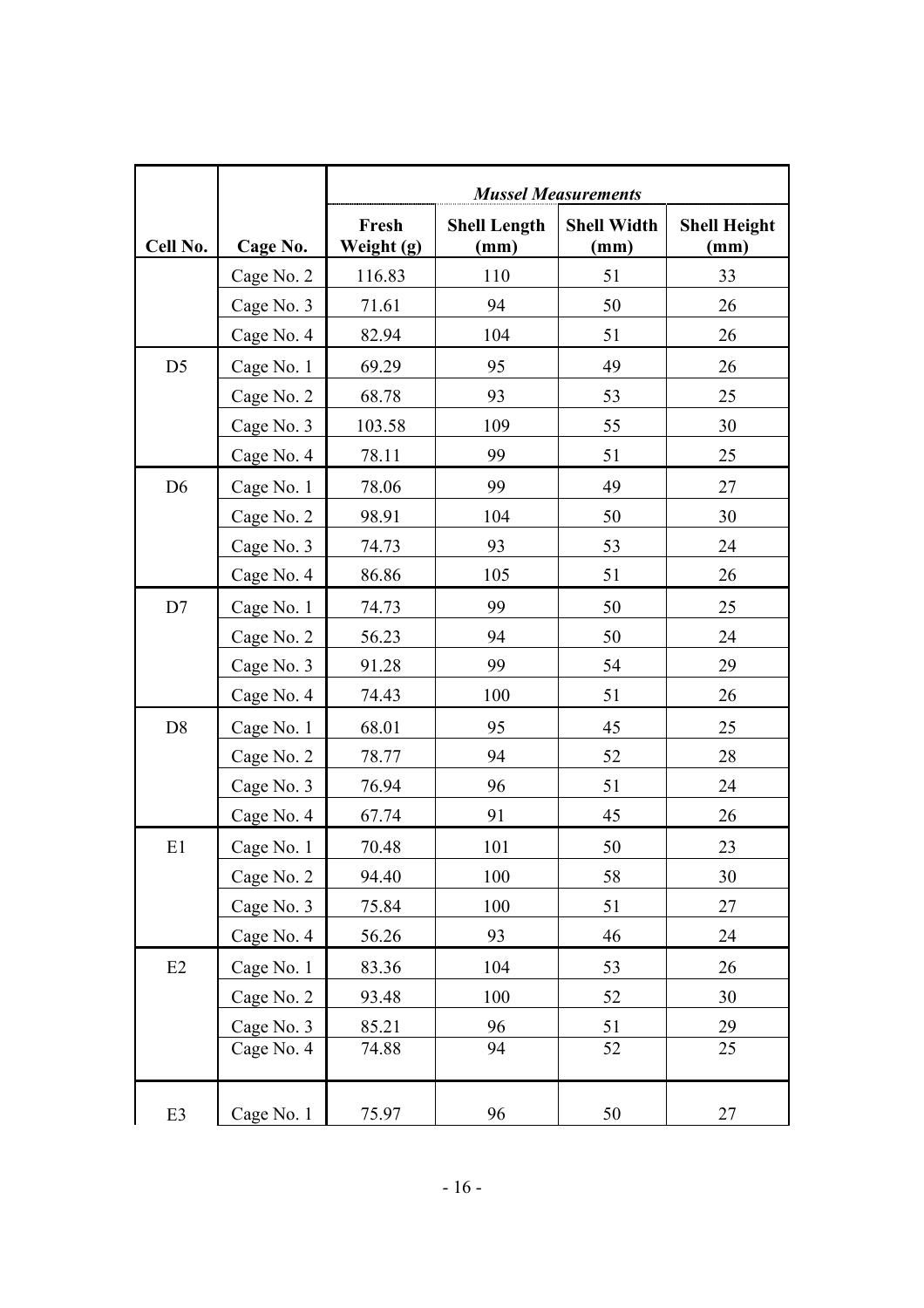| Cell No. | Cage No. | *Mussel Measurements* | | | |
|---|---|---|---|---|---|
| | | **Fresh Weight (g)** | **Shell Length (mm)** | **Shell Width (mm)** | **Shell Height (mm)** |
| | Cage No. 2 | 116.83 | 110 | 51 | 33 |
| | Cage No. 3 | 71.61 | 94 | 50 | 26 |
| | Cage No. 4 | 82.94 | 104 | 51 | 26 |
| D5 | Cage No. 1 | 69.29 | 95 | 49 | 26 |
| | Cage No. 2 | 68.78 | 93 | 53 | 25 |
| | Cage No. 3 | 103.58 | 109 | 55 | 30 |
| | Cage No. 4 | 78.11 | 99 | 51 | 25 |
| D6 | Cage No. 1 | 78.06 | 99 | 49 | 27 |
| | Cage No. 2 | 98.91 | 104 | 50 | 30 |
| | Cage No. 3 | 74.73 | 93 | 53 | 24 |
| | Cage No. 4 | 86.86 | 105 | 51 | 26 |
| D7 | Cage No. 1 | 74.73 | 99 | 50 | 25 |
| | Cage No. 2 | 56.23 | 94 | 50 | 24 |
| | Cage No. 3 | 91.28 | 99 | 54 | 29 |
| | Cage No. 4 | 74.43 | 100 | 51 | 26 |
| D8 | Cage No. 1 | 68.01 | 95 | 45 | 25 |
| | Cage No. 2 | 78.77 | 94 | 52 | 28 |
| | Cage No. 3 | 76.94 | 96 | 51 | 24 |
| | Cage No. 4 | 67.74 | 91 | 45 | 26 |
| E1 | Cage No. 1 | 70.48 | 101 | 50 | 23 |
| | Cage No. 2 | 94.40 | 100 | 58 | 30 |
| | Cage No. 3 | 75.84 | 100 | 51 | 27 |
| | Cage No. 4 | 56.26 | 93 | 46 | 24 |
| E2 | Cage No. 1 | 83.36 | 104 | 53 | 26 |
| | Cage No. 2 | 93.48 | 100 | 52 | 30 |
| | Cage No. 3 | 85.21 | 96 | 51 | 29 |
| | Cage No. 4 | 74.88 | 94 | 52 | 25 |
| E3 | Cage No. 1 | 75.97 | 96 | 50 | 27 |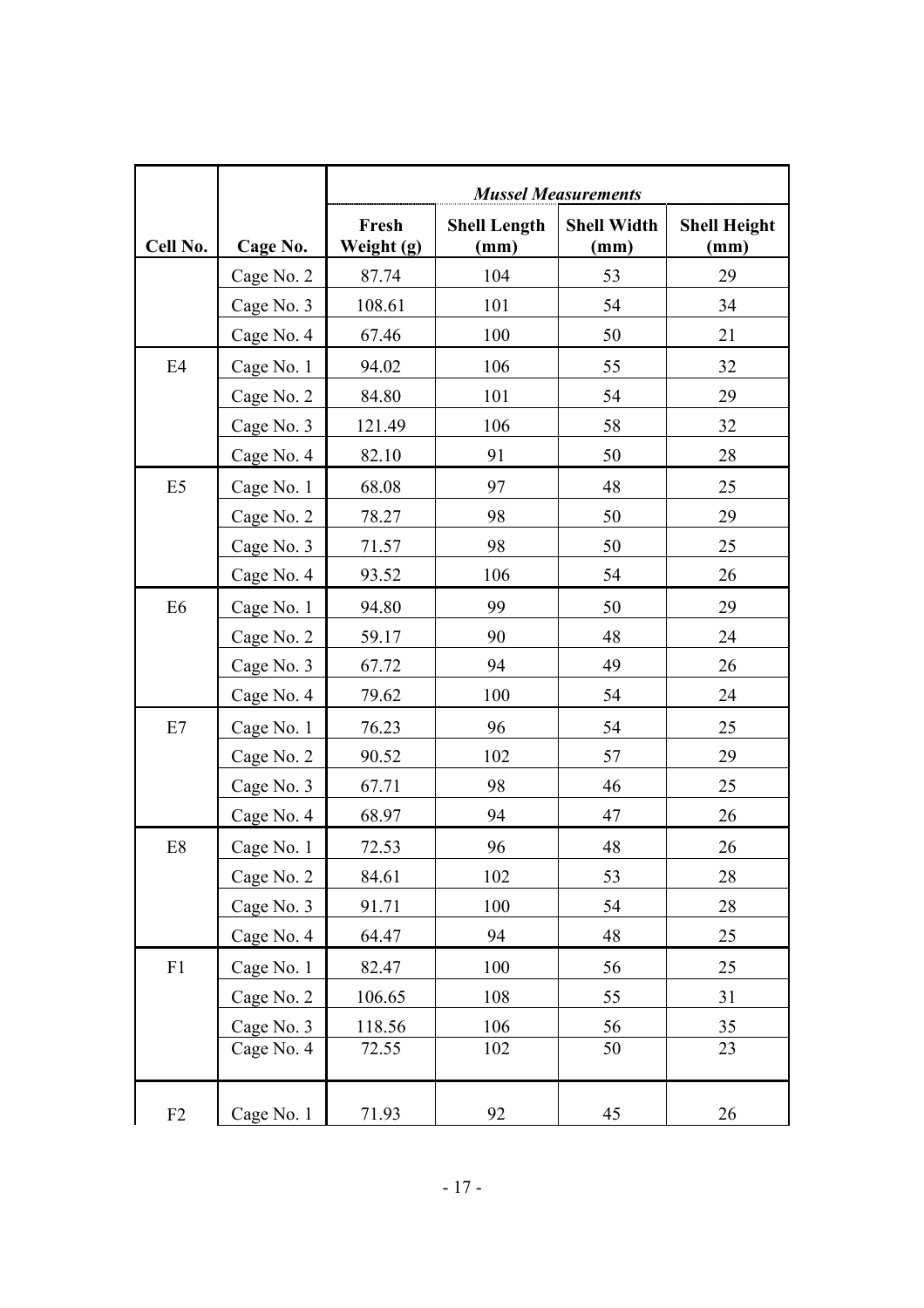| Cell No. | Cage No. | *Mussel Measurements* | | | |
|---|---|---|---|---|---|
| | | **Fresh Weight (g)** | **Shell Length (mm)** | **Shell Width (mm)** | **Shell Height (mm)** |
| | Cage No. 2 | 87.74 | 104 | 53 | 29 |
| | Cage No. 3 | 108.61 | 101 | 54 | 34 |
| | Cage No. 4 | 67.46 | 100 | 50 | 21 |
| E4 | Cage No. 1 | 94.02 | 106 | 55 | 32 |
| | Cage No. 2 | 84.80 | 101 | 54 | 29 |
| | Cage No. 3 | 121.49 | 106 | 58 | 32 |
| | Cage No. 4 | 82.10 | 91 | 50 | 28 |
| E5 | Cage No. 1 | 68.08 | 97 | 48 | 25 |
| | Cage No. 2 | 78.27 | 98 | 50 | 29 |
| | Cage No. 3 | 71.57 | 98 | 50 | 25 |
| | Cage No. 4 | 93.52 | 106 | 54 | 26 |
| E6 | Cage No. 1 | 94.80 | 99 | 50 | 29 |
| | Cage No. 2 | 59.17 | 90 | 48 | 24 |
| | Cage No. 3 | 67.72 | 94 | 49 | 26 |
| | Cage No. 4 | 79.62 | 100 | 54 | 24 |
| E7 | Cage No. 1 | 76.23 | 96 | 54 | 25 |
| | Cage No. 2 | 90.52 | 102 | 57 | 29 |
| | Cage No. 3 | 67.71 | 98 | 46 | 25 |
| | Cage No. 4 | 68.97 | 94 | 47 | 26 |
| E8 | Cage No. 1 | 72.53 | 96 | 48 | 26 |
| | Cage No. 2 | 84.61 | 102 | 53 | 28 |
| | Cage No. 3 | 91.71 | 100 | 54 | 28 |
| | Cage No. 4 | 64.47 | 94 | 48 | 25 |
| F1 | Cage No. 1 | 82.47 | 100 | 56 | 25 |
| | Cage No. 2 | 106.65 | 108 | 55 | 31 |
| | Cage No. 3 | 118.56 | 106 | 56 | 35 |
| | Cage No. 4 | 72.55 | 102 | 50 | 23 |
| F2 | Cage No. 1 | 71.93 | 92 | 45 | 26 |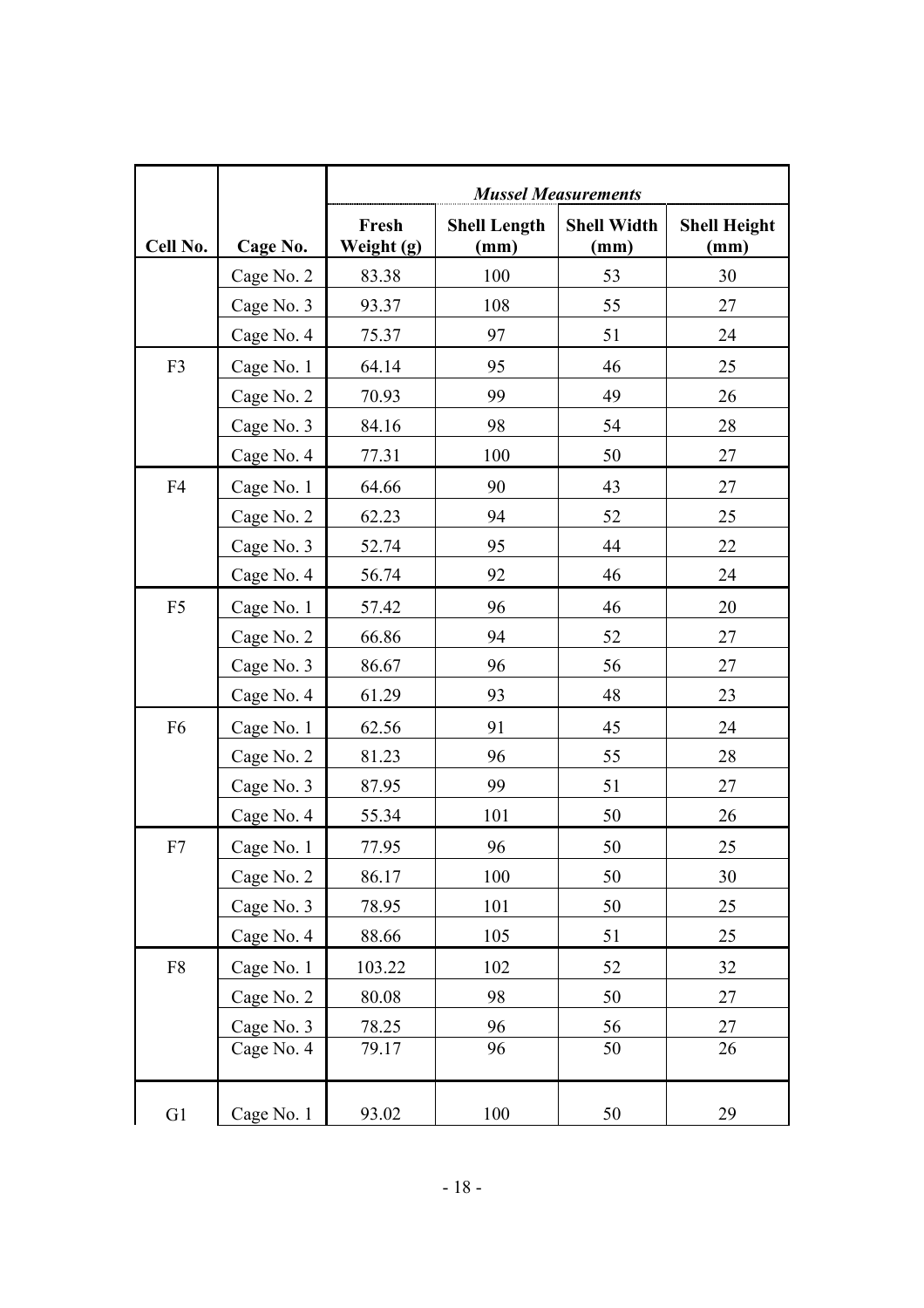| Cell No. | Cage No. | *Mussel Measurements* | | | |
|---|---|---|---|---|---|
| | | **Fresh Weight (g)** | **Shell Length (mm)** | **Shell Width (mm)** | **Shell Height (mm)** |
| | Cage No. 2 | 83.38 | 100 | 53 | 30 |
| | Cage No. 3 | 93.37 | 108 | 55 | 27 |
| | Cage No. 4 | 75.37 | 97 | 51 | 24 |
| F3 | Cage No. 1 | 64.14 | 95 | 46 | 25 |
| | Cage No. 2 | 70.93 | 99 | 49 | 26 |
| | Cage No. 3 | 84.16 | 98 | 54 | 28 |
| | Cage No. 4 | 77.31 | 100 | 50 | 27 |
| F4 | Cage No. 1 | 64.66 | 90 | 43 | 27 |
| | Cage No. 2 | 62.23 | 94 | 52 | 25 |
| | Cage No. 3 | 52.74 | 95 | 44 | 22 |
| | Cage No. 4 | 56.74 | 92 | 46 | 24 |
| F5 | Cage No. 1 | 57.42 | 96 | 46 | 20 |
| | Cage No. 2 | 66.86 | 94 | 52 | 27 |
| | Cage No. 3 | 86.67 | 96 | 56 | 27 |
| | Cage No. 4 | 61.29 | 93 | 48 | 23 |
| F6 | Cage No. 1 | 62.56 | 91 | 45 | 24 |
| | Cage No. 2 | 81.23 | 96 | 55 | 28 |
| | Cage No. 3 | 87.95 | 99 | 51 | 27 |
| | Cage No. 4 | 55.34 | 101 | 50 | 26 |
| F7 | Cage No. 1 | 77.95 | 96 | 50 | 25 |
| | Cage No. 2 | 86.17 | 100 | 50 | 30 |
| | Cage No. 3 | 78.95 | 101 | 50 | 25 |
| | Cage No. 4 | 88.66 | 105 | 51 | 25 |
| F8 | Cage No. 1 | 103.22 | 102 | 52 | 32 |
| | Cage No. 2 | 80.08 | 98 | 50 | 27 |
| | Cage No. 3 | 78.25 | 96 | 56 | 27 |
| | Cage No. 4 | 79.17 | 96 | 50 | 26 |
| G1 | Cage No. 1 | 93.02 | 100 | 50 | 29 |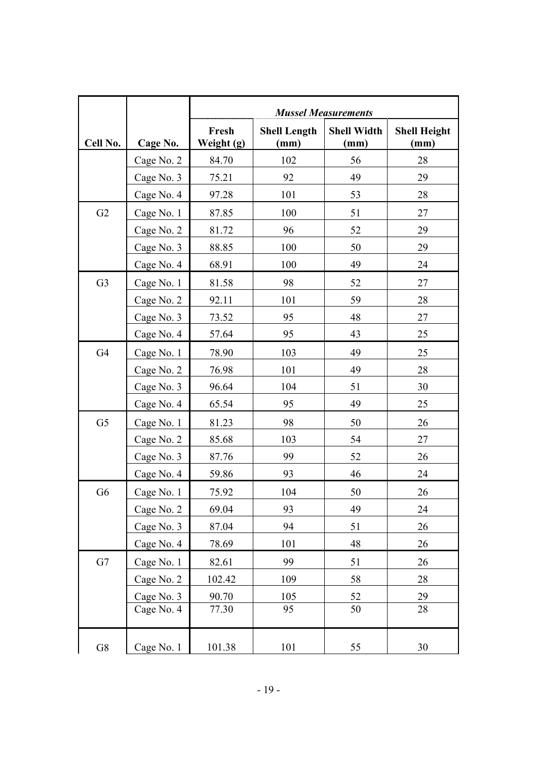| Cell No. | Cage No. | *Mussel Measurements* | | | |
|---|---|---|---|---|---|
| | | **Fresh Weight (g)** | **Shell Length (mm)** | **Shell Width (mm)** | **Shell Height (mm)** |
| | Cage No. 2 | 84.70 | 102 | 56 | 28 |
| | Cage No. 3 | 75.21 | 92 | 49 | 29 |
| | Cage No. 4 | 97.28 | 101 | 53 | 28 |
| G2 | Cage No. 1 | 87.85 | 100 | 51 | 27 |
| | Cage No. 2 | 81.72 | 96 | 52 | 29 |
| | Cage No. 3 | 88.85 | 100 | 50 | 29 |
| | Cage No. 4 | 68.91 | 100 | 49 | 24 |
| G3 | Cage No. 1 | 81.58 | 98 | 52 | 27 |
| | Cage No. 2 | 92.11 | 101 | 59 | 28 |
| | Cage No. 3 | 73.52 | 95 | 48 | 27 |
| | Cage No. 4 | 57.64 | 95 | 43 | 25 |
| G4 | Cage No. 1 | 78.90 | 103 | 49 | 25 |
| | Cage No. 2 | 76.98 | 101 | 49 | 28 |
| | Cage No. 3 | 96.64 | 104 | 51 | 30 |
| | Cage No. 4 | 65.54 | 95 | 49 | 25 |
| G5 | Cage No. 1 | 81.23 | 98 | 50 | 26 |
| | Cage No. 2 | 85.68 | 103 | 54 | 27 |
| | Cage No. 3 | 87.76 | 99 | 52 | 26 |
| | Cage No. 4 | 59.86 | 93 | 46 | 24 |
| G6 | Cage No. 1 | 75.92 | 104 | 50 | 26 |
| | Cage No. 2 | 69.04 | 93 | 49 | 24 |
| | Cage No. 3 | 87.04 | 94 | 51 | 26 |
| | Cage No. 4 | 78.69 | 101 | 48 | 26 |
| G7 | Cage No. 1 | 82.61 | 99 | 51 | 26 |
| | Cage No. 2 | 102.42 | 109 | 58 | 28 |
| | Cage No. 3 | 90.70 | 105 | 52 | 29 |
| | Cage No. 4 | 77.30 | 95 | 50 | 28 |
| G8 | Cage No. 1 | 101.38 | 101 | 55 | 30 |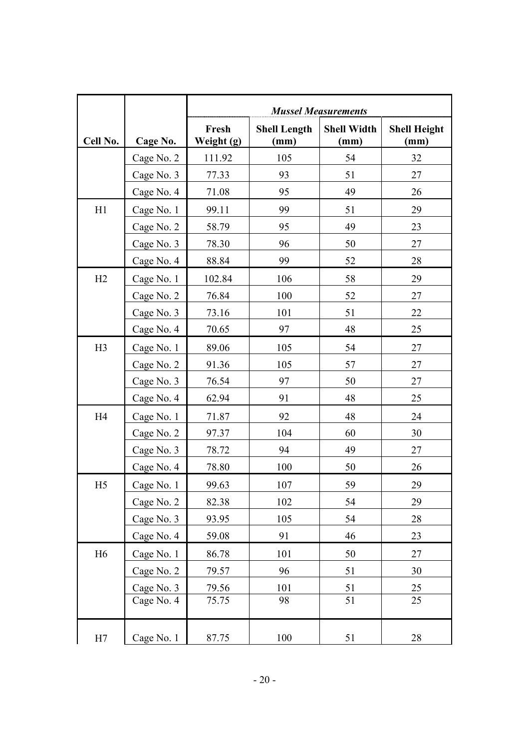| Cell No. | Cage No. | *Mussel Measurements* | | | |
|---|---|---|---|---|---|
| | | **Fresh Weight (g)** | **Shell Length (mm)** | **Shell Width (mm)** | **Shell Height (mm)** |
| | Cage No. 2 | 111.92 | 105 | 54 | 32 |
| | Cage No. 3 | 77.33 | 93 | 51 | 27 |
| | Cage No. 4 | 71.08 | 95 | 49 | 26 |
| H1 | Cage No. 1 | 99.11 | 99 | 51 | 29 |
| | Cage No. 2 | 58.79 | 95 | 49 | 23 |
| | Cage No. 3 | 78.30 | 96 | 50 | 27 |
| | Cage No. 4 | 88.84 | 99 | 52 | 28 |
| H2 | Cage No. 1 | 102.84 | 106 | 58 | 29 |
| | Cage No. 2 | 76.84 | 100 | 52 | 27 |
| | Cage No. 3 | 73.16 | 101 | 51 | 22 |
| | Cage No. 4 | 70.65 | 97 | 48 | 25 |
| H3 | Cage No. 1 | 89.06 | 105 | 54 | 27 |
| | Cage No. 2 | 91.36 | 105 | 57 | 27 |
| | Cage No. 3 | 76.54 | 97 | 50 | 27 |
| | Cage No. 4 | 62.94 | 91 | 48 | 25 |
| H4 | Cage No. 1 | 71.87 | 92 | 48 | 24 |
| | Cage No. 2 | 97.37 | 104 | 60 | 30 |
| | Cage No. 3 | 78.72 | 94 | 49 | 27 |
| | Cage No. 4 | 78.80 | 100 | 50 | 26 |
| H5 | Cage No. 1 | 99.63 | 107 | 59 | 29 |
| | Cage No. 2 | 82.38 | 102 | 54 | 29 |
| | Cage No. 3 | 93.95 | 105 | 54 | 28 |
| | Cage No. 4 | 59.08 | 91 | 46 | 23 |
| H6 | Cage No. 1 | 86.78 | 101 | 50 | 27 |
| | Cage No. 2 | 79.57 | 96 | 51 | 30 |
| | Cage No. 3 | 79.56 | 101 | 51 | 25 |
| | Cage No. 4 | 75.75 | 98 | 51 | 25 |
| H7 | Cage No. 1 | 87.75 | 100 | 51 | 28 |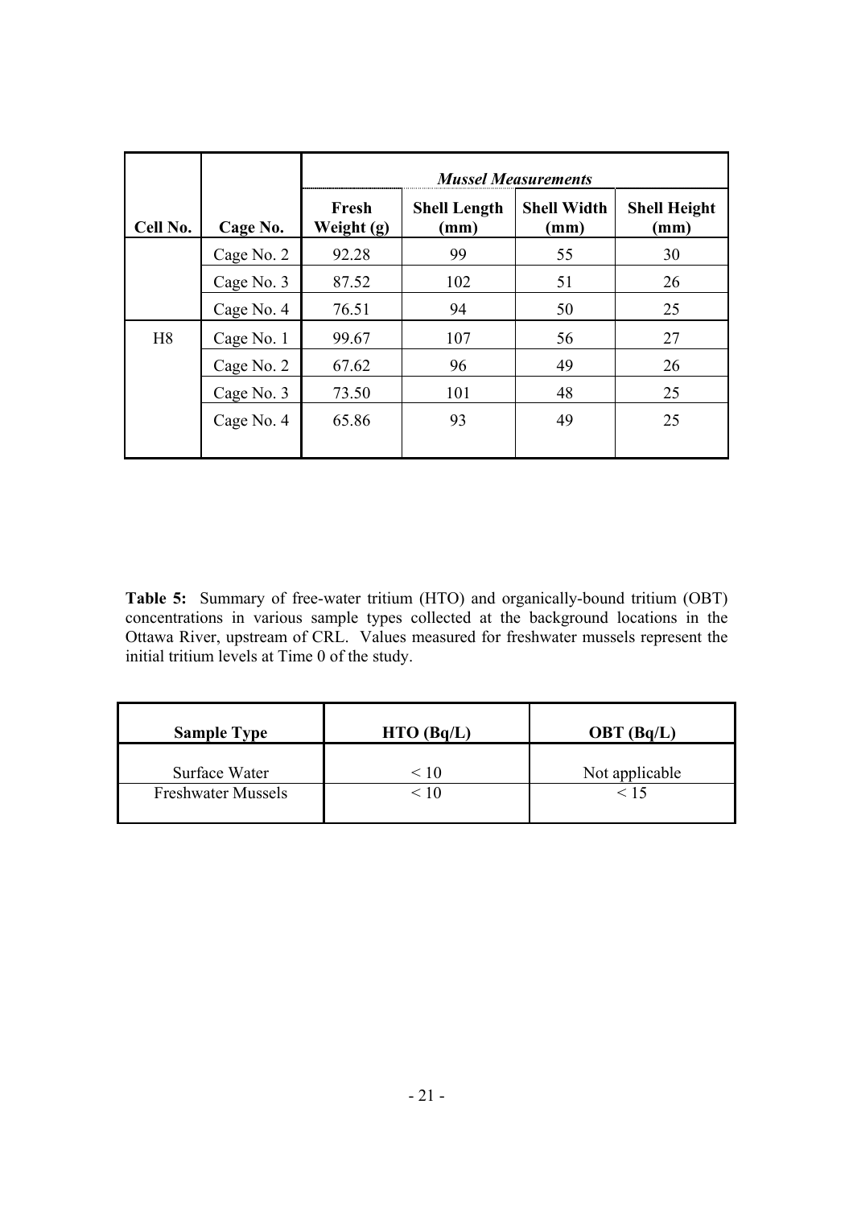| Cell No. | Cage No. | Mussel Measurements | | | |
|---|---|---|---|---|---|
| | | Fresh Weight (g) | Shell Length (mm) | Shell Width (mm) | Shell Height (mm) |
| | Cage No. 2 | 92.28 | 99 | 55 | 30 |
| | Cage No. 3 | 87.52 | 102 | 51 | 26 |
| | Cage No. 4 | 76.51 | 94 | 50 | 25 |
| H8 | Cage No. 1 | 99.67 | 107 | 56 | 27 |
| | Cage No. 2 | 67.62 | 96 | 49 | 26 |
| | Cage No. 3 | 73.50 | 101 | 48 | 25 |
| | Cage No. 4 | 65.86 | 93 | 49 | 25 |

**Table 5:** Summary of free-water tritium (HTO) and organically-bound tritium (OBT) concentrations in various sample types collected at the background locations in the Ottawa River, upstream of CRL. Values measured for freshwater mussels represent the initial tritium levels at Time 0 of the study.

| Sample Type | HTO (Bq/L) | OBT (Bq/L) |
|---|---|---|
| Surface Water | < 10 | Not applicable |
| Freshwater Mussels | < 10 | < 15 |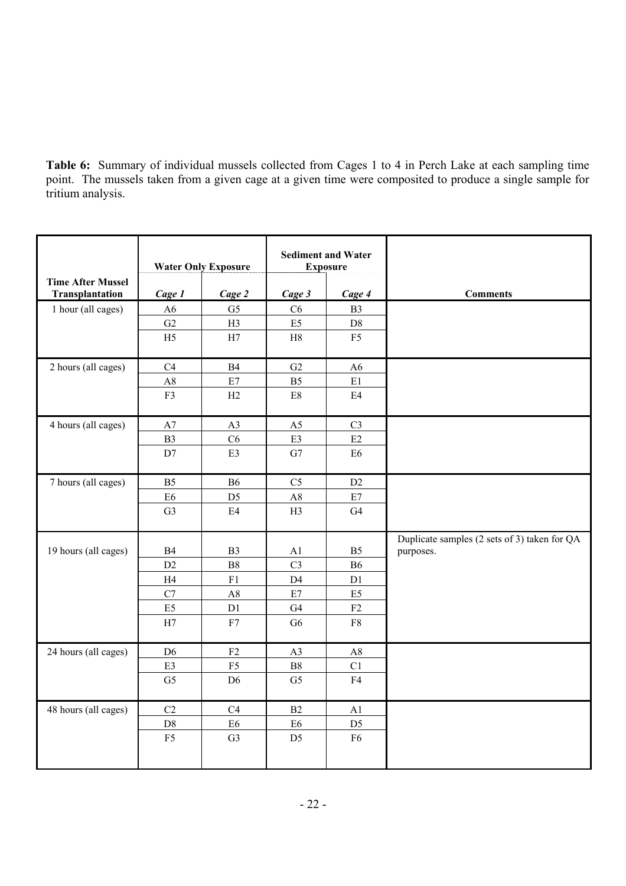**Table 6:** Summary of individual mussels collected from Cages 1 to 4 in Perch Lake at each sampling time point. The mussels taken from a given cage at a given time were composited to produce a single sample for tritium analysis.

| Time After Mussel Transplantation | Water Only Exposure | | Sediment and Water Exposure | | Comments |
|---|---|---|---|---|---|
| | *Cage 1* | *Cage 2* | *Cage 3* | *Cage 4* | |
| 1 hour (all cages) | A6 | G5 | C6 | B3 | |
| | G2 | H3 | E5 | D8 | |
| | H5 | H7 | H8 | F5 | |
| 2 hours (all cages) | C4 | B4 | G2 | A6 | |
| | A8 | E7 | B5 | E1 | |
| | F3 | H2 | E8 | E4 | |
| 4 hours (all cages) | A7 | A3 | A5 | C3 | |
| | B3 | C6 | E3 | E2 | |
| | D7 | E3 | G7 | E6 | |
| 7 hours (all cages) | B5 | B6 | C5 | D2 | |
| | E6 | D5 | A8 | E7 | |
| | G3 | E4 | H3 | G4 | |
| 19 hours (all cages) | B4 | B3 | A1 | B5 | Duplicate samples (2 sets of 3) taken for QA purposes. |
| | D2 | B8 | C3 | B6 | |
| | H4 | F1 | D4 | D1 | |
| | C7 | A8 | E7 | E5 | |
| | E5 | D1 | G4 | F2 | |
| | H7 | F7 | G6 | F8 | |
| 24 hours (all cages) | D6 | F2 | A3 | A8 | |
| | E3 | F5 | B8 | C1 | |
| | G5 | D6 | G5 | F4 | |
| 48 hours (all cages) | C2 | C4 | B2 | A1 | |
| | D8 | E6 | E6 | D5 | |
| | F5 | G3 | D5 | F6 | |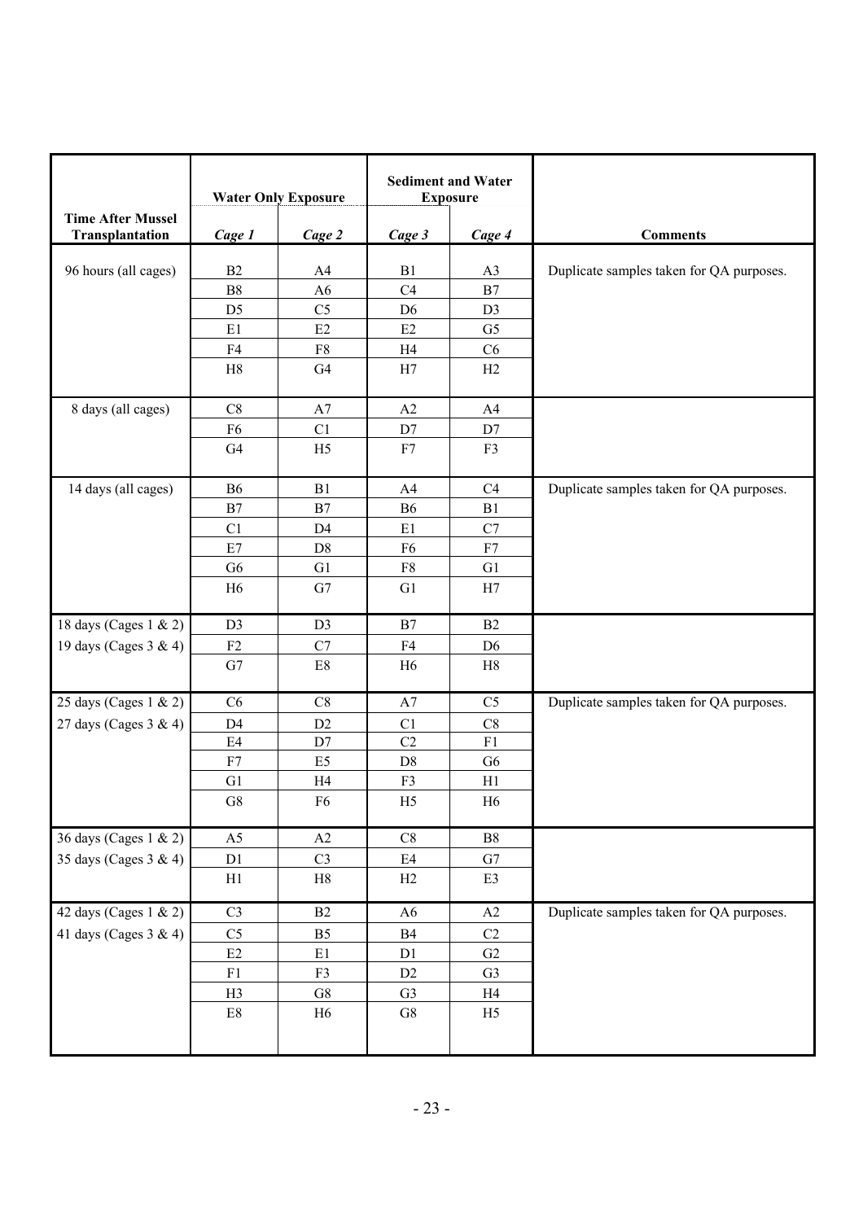| Time After Mussel Transplantation | Water Only Exposure | | Sediment and Water Exposure | | Comments |
|---|---|---|---|---|---|
| | *Cage 1* | *Cage 2* | *Cage 3* | *Cage 4* | |
| 96 hours (all cages) | B2 | A4 | B1 | A3 | Duplicate samples taken for QA purposes. |
| | B8 | A6 | C4 | B7 | |
| | D5 | C5 | D6 | D3 | |
| | E1 | E2 | E2 | G5 | |
| | F4 | F8 | H4 | C6 | |
| | H8 | G4 | H7 | H2 | |
| 8 days (all cages) | C8 | A7 | A2 | A4 | |
| | F6 | C1 | D7 | D7 | |
| | G4 | H5 | F7 | F3 | |
| 14 days (all cages) | B6 | B1 | A4 | C4 | Duplicate samples taken for QA purposes. |
| | B7 | B7 | B6 | B1 | |
| | C1 | D4 | E1 | C7 | |
| | E7 | D8 | F6 | F7 | |
| | G6 | G1 | F8 | G1 | |
| | H6 | G7 | G1 | H7 | |
| 18 days (Cages 1 & 2) | D3 | D3 | B7 | B2 | |
| 19 days (Cages 3 & 4) | F2 | C7 | F4 | D6 | |
| | G7 | E8 | H6 | H8 | |
| 25 days (Cages 1 & 2) | C6 | C8 | A7 | C5 | Duplicate samples taken for QA purposes. |
| 27 days (Cages 3 & 4) | D4 | D2 | C1 | C8 | |
| | E4 | D7 | C2 | F1 | |
| | F7 | E5 | D8 | G6 | |
| | G1 | H4 | F3 | H1 | |
| | G8 | F6 | H5 | H6 | |
| 36 days (Cages 1 & 2) | A5 | A2 | C8 | B8 | |
| 35 days (Cages 3 & 4) | D1 | C3 | E4 | G7 | |
| | H1 | H8 | H2 | E3 | |
| 42 days (Cages 1 & 2) | C3 | B2 | A6 | A2 | Duplicate samples taken for QA purposes. |
| 41 days (Cages 3 & 4) | C5 | B5 | B4 | C2 | |
| | E2 | E1 | D1 | G2 | |
| | F1 | F3 | D2 | G3 | |
| | H3 | G8 | G3 | H4 | |
| | E8 | H6 | G8 | H5 | |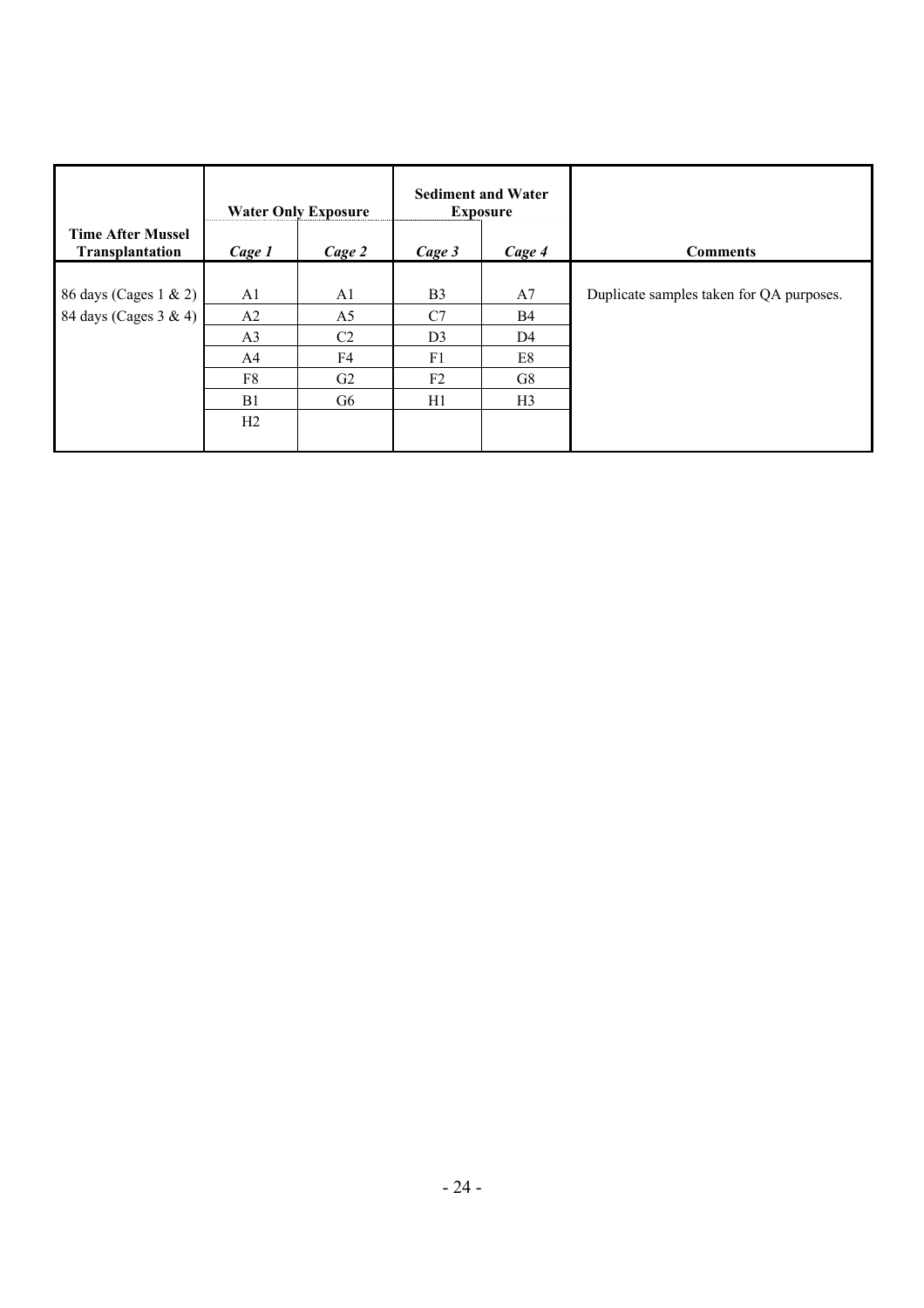| Time After Mussel Transplantation | Water Only Exposure | | Sediment and Water Exposure | | Comments |
|---|---|---|---|---|---|
| | *Cage 1* | *Cage 2* | *Cage 3* | *Cage 4* | |
| 86 days (Cages 1 & 2) | A1 | A1 | B3 | A7 | Duplicate samples taken for QA purposes. |
| 84 days (Cages 3 & 4) | A2 | A5 | C7 | B4 | |
| | A3 | C2 | D3 | D4 | |
| | A4 | F4 | F1 | E8 | |
| | F8 | G2 | F2 | G8 | |
| | B1 | G6 | H1 | H3 | |
| | H2 | | | | |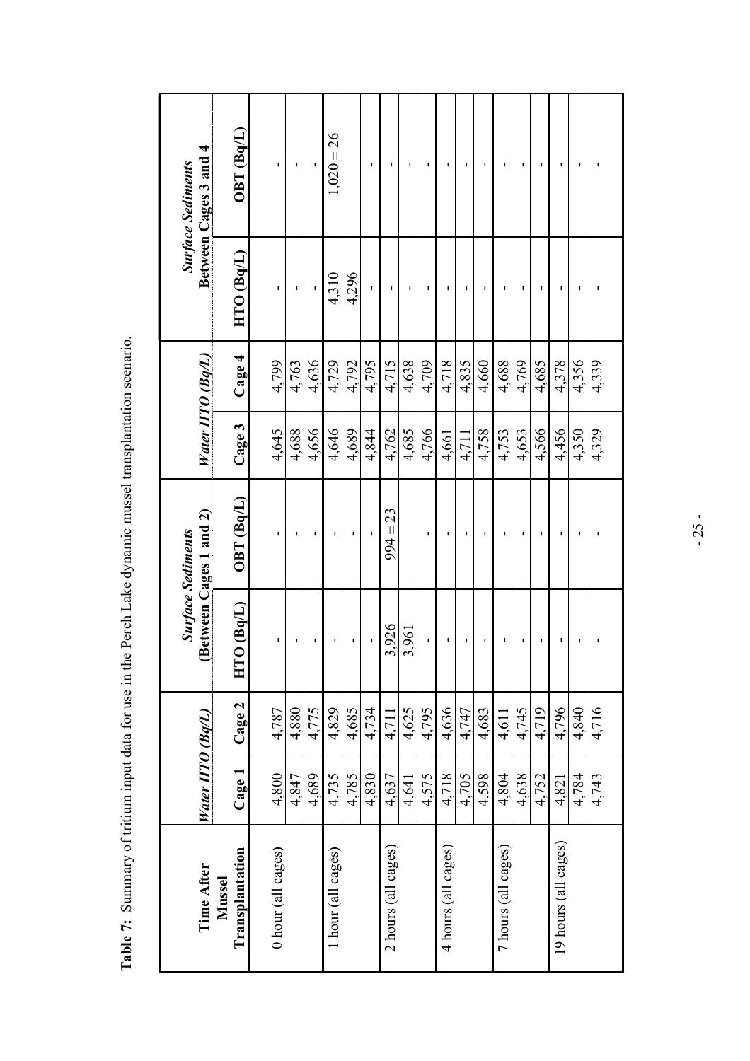**Table 7:** Summary of tritium input data for use in the Perch Lake dynamic mussel transplantation scenario.

| Time After Mussel Transplantation | *Water HTO (Bq/L)* | | *Surface Sediments* (Between Cages 1 and 2) | | *Water HTO (Bq/L)* | | *Surface Sediments* Between Cages 3 and 4 | |
|---|---|---|---|---|---|---|---|---|
| | Cage 1 | Cage 2 | HTO (Bq/L) | OBT (Bq/L) | Cage 3 | Cage 4 | HTO (Bq/L) | OBT (Bq/L) |
| 0 hour (all cages) | 4,800 | 4,787 | - | - | 4,645 | 4,799 | - | - |
| | 4,847 | 4,880 | - | - | 4,688 | 4,763 | - | - |
| | 4,689 | 4,775 | - | - | 4,656 | 4,636 | - | - |
| 1 hour (all cages) | 4,735 | 4,829 | - | - | 4,646 | 4,729 | 4,310 | 1,020 ± 26 |
| | 4,785 | 4,685 | - | - | 4,689 | 4,792 | 4,296 | |
| | 4,830 | 4,734 | - | - | 4,844 | 4,795 | - | - |
| 2 hours (all cages) | 4,637 | 4,711 | 3,926 | 994 ± 23 | 4,762 | 4,715 | - | - |
| | 4,641 | 4,625 | 3,961 | | 4,685 | 4,638 | - | - |
| | 4,575 | 4,795 | - | - | 4,766 | 4,709 | - | - |
| 4 hours (all cages) | 4,718 | 4,636 | - | - | 4,661 | 4,718 | - | - |
| | 4,705 | 4,747 | - | - | 4,711 | 4,835 | - | - |
| | 4,598 | 4,683 | - | - | 4,758 | 4,660 | - | - |
| 7 hours (all cages) | 4,804 | 4,611 | - | - | 4,753 | 4,688 | - | - |
| | 4,638 | 4,745 | - | - | 4,653 | 4,769 | - | - |
| | 4,752 | 4,719 | - | - | 4,566 | 4,685 | - | - |
| 19 hours (all cages) | 4,821 | 4,796 | - | - | 4,456 | 4,378 | - | - |
| | 4,784 | 4,840 | - | - | 4,350 | 4,356 | - | - |
| | 4,743 | 4,716 | - | - | 4,329 | 4,339 | - | - |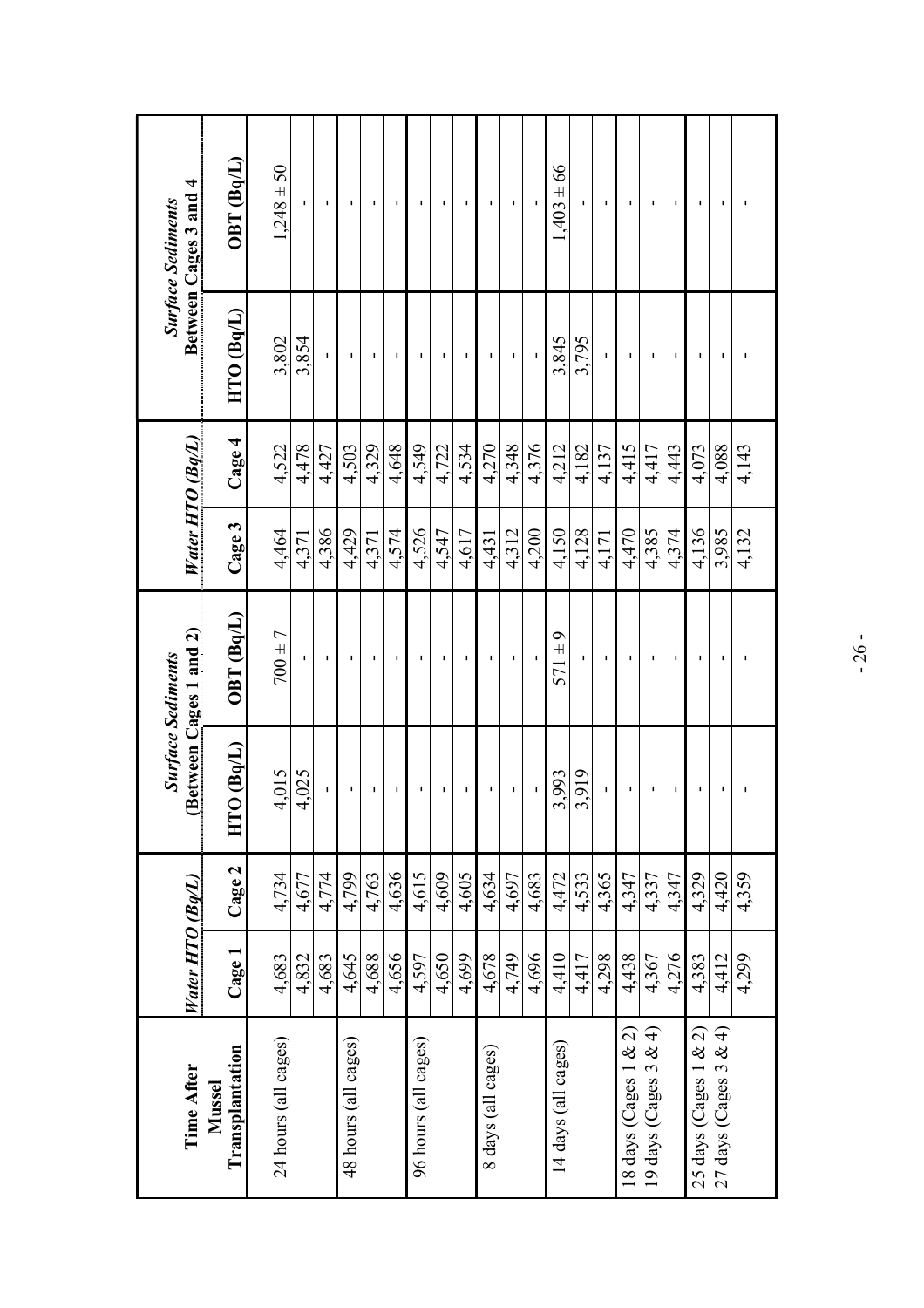| Time After Mussel Transplantation | Water HTO (Bq/L) | | Surface Sediments (Between Cages 1 and 2) | | Water HTO (Bq/L) | | Surface Sediments Between Cages 3 and 4 | |
|---|---|---|---|---|---|---|---|---|
| | Cage 1 | Cage 2 | HTO (Bq/L) | OBT (Bq/L) | Cage 3 | Cage 4 | HTO (Bq/L) | OBT (Bq/L) |
| 24 hours (all cages) | 4,683 | 4,734 | 4,015 | 700 ± 7 | 4,464 | 4,522 | 3,802 | 1,248 ± 50 |
| | 4,832 | 4,677 | 4,025 | - | 4,371 | 4,478 | 3,854 | - |
| | 4,683 | 4,774 | - | - | 4,386 | 4,427 | - | - |
| 48 hours (all cages) | 4,645 | 4,799 | - | - | 4,429 | 4,503 | - | - |
| | 4,688 | 4,763 | - | - | 4,371 | 4,329 | - | - |
| | 4,656 | 4,636 | - | - | 4,574 | 4,648 | - | - |
| 96 hours (all cages) | 4,597 | 4,615 | - | - | 4,526 | 4,549 | - | - |
| | 4,650 | 4,609 | - | - | 4,547 | 4,722 | - | - |
| | 4,699 | 4,605 | - | - | 4,617 | 4,534 | - | - |
| 8 days (all cages) | 4,678 | 4,634 | - | - | 4,431 | 4,270 | - | - |
| | 4,749 | 4,697 | - | - | 4,312 | 4,348 | - | - |
| | 4,696 | 4,683 | - | - | 4,200 | 4,376 | - | - |
| 14 days (all cages) | 4,410 | 4,472 | 3,993 | 571 ± 9 | 4,150 | 4,212 | 3,845 | 1,403 ± 66 |
| | 4,417 | 4,533 | 3,919 | - | 4,128 | 4,182 | 3,795 | - |
| | 4,298 | 4,365 | - | - | 4,171 | 4,137 | - | - |
| 18 days (Cages 1 & 2) 19 days (Cages 3 & 4) | 4,438 | 4,347 | - | - | 4,470 | 4,415 | - | - |
| | 4,367 | 4,337 | - | - | 4,385 | 4,417 | - | - |
| | 4,276 | 4,347 | - | - | 4,374 | 4,443 | - | - |
| 25 days (Cages 1 & 2) 27 days (Cages 3 & 4) | 4,383 | 4,329 | - | - | 4,136 | 4,073 | - | - |
| | 4,412 | 4,420 | - | - | 3,985 | 4,088 | - | - |
| | 4,299 | 4,359 | - | - | 4,132 | 4,143 | - | - |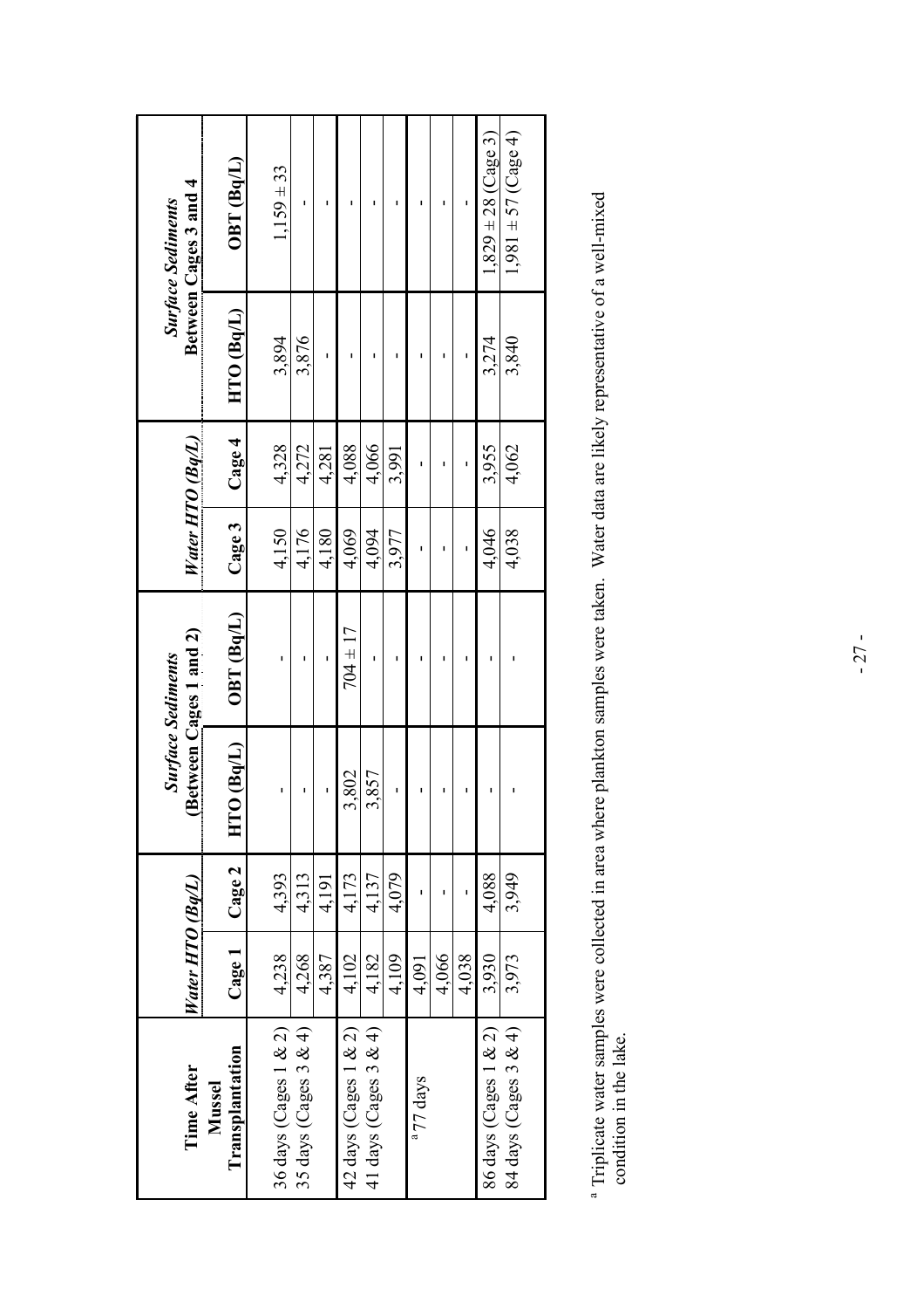| Time After Mussel Transplantation | Water HTO (Bq/L) | | Surface Sediments (Between Cages 1 and 2) | | Water HTO (Bq/L) | | Surface Sediments Between Cages 3 and 4 | |
|---|---|---|---|---|---|---|---|---|
| | Cage 1 | Cage 2 | HTO (Bq/L) | OBT (Bq/L) | Cage 3 | Cage 4 | HTO (Bq/L) | OBT (Bq/L) |
| 36 days (Cages 1 & 2) | 4,238 | 4,393 | - | - | 4,150 | 4,328 | 3,894 | 1,159 ± 33 |
| 35 days (Cages 3 & 4) | 4,268 | 4,313 | - | - | 4,176 | 4,272 | 3,876 | - |
| | 4,387 | 4,191 | - | - | 4,180 | 4,281 | - | - |
| 42 days (Cages 1 & 2) | 4,102 | 4,173 | 3,802 | 704 ± 17 | 4,069 | 4,088 | - | - |
| 41 days (Cages 3 & 4) | 4,182 | 4,137 | 3,857 | - | 4,094 | 4,066 | - | - |
| | 4,109 | 4,079 | - | - | 3,977 | 3,991 | - | - |
| [a]77 days | 4,091 | - | - | - | - | - | - | - |
| | 4,066 | - | - | - | - | - | - | - |
| | 4,038 | - | - | - | - | - | - | - |
| 86 days (Cages 1 & 2) | 3,930 | 4,088 | - | - | 4,046 | 3,955 | 3,274 | 1,829 ± 28 (Cage 3) |
| 84 days (Cages 3 & 4) | 3,973 | 3,949 | - | - | 4,038 | 4,062 | 3,840 | 1,981 ± 57 (Cage 4) |

[a] Triplicate water samples were collected in area where plankton samples were taken. Water data are likely representative of a well-mixed condition in the lake.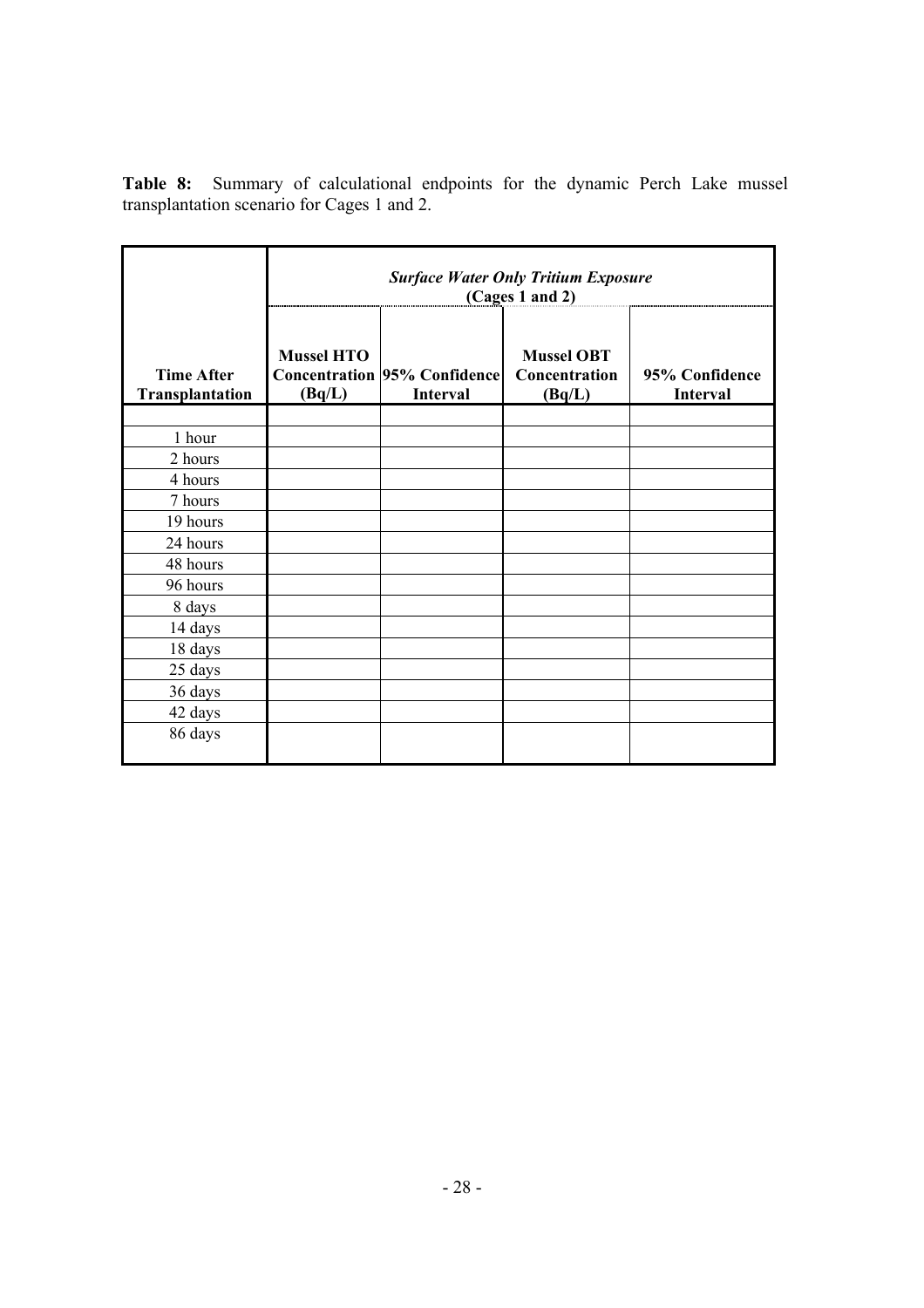**Table 8:** Summary of calculational endpoints for the dynamic Perch Lake mussel transplantation scenario for Cages 1 and 2.

| | ***Surface Water Only Tritium Exposure* (Cages 1 and 2)** | | | |
|---|---|---|---|---|
| **Time After Transplantation** | **Mussel HTO Concentration (Bq/L)** | **95% Confidence Interval** | **Mussel OBT Concentration (Bq/L)** | **95% Confidence Interval** |
| | | | | |
| 1 hour | | | | |
| 2 hours | | | | |
| 4 hours | | | | |
| 7 hours | | | | |
| 19 hours | | | | |
| 24 hours | | | | |
| 48 hours | | | | |
| 96 hours | | | | |
| 8 days | | | | |
| 14 days | | | | |
| 18 days | | | | |
| 25 days | | | | |
| 36 days | | | | |
| 42 days | | | | |
| 86 days | | | | |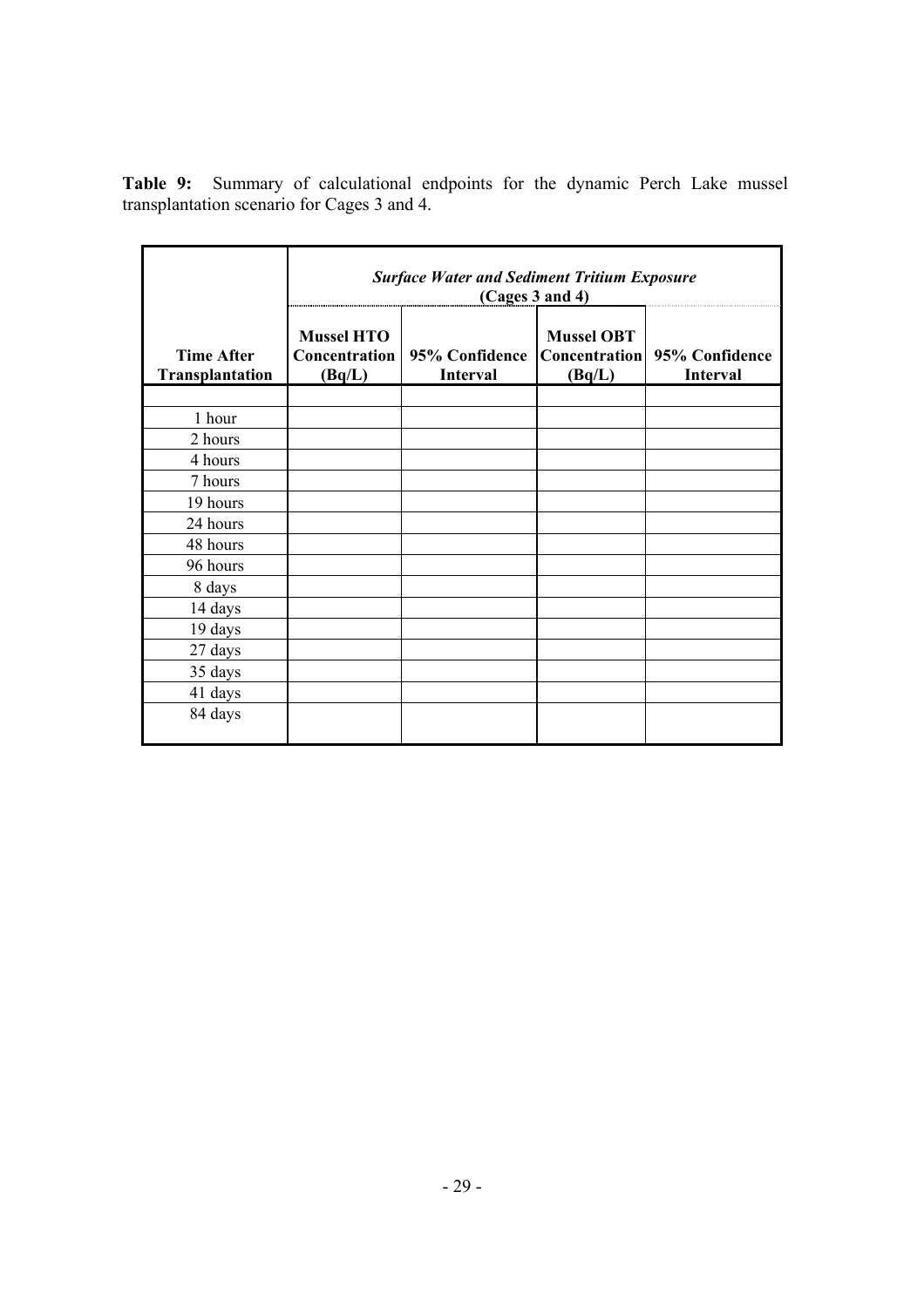**Table 9:** Summary of calculational endpoints for the dynamic Perch Lake mussel transplantation scenario for Cages 3 and 4.

| | ***Surface Water and Sediment Tritium Exposure* (Cages 3 and 4)** | | | |
|---|---|---|---|---|
| **Time After Transplantation** | **Mussel HTO Concentration (Bq/L)** | **95% Confidence Interval** | **Mussel OBT Concentration (Bq/L)** | **95% Confidence Interval** |
| | | | | |
| 1 hour | | | | |
| 2 hours | | | | |
| 4 hours | | | | |
| 7 hours | | | | |
| 19 hours | | | | |
| 24 hours | | | | |
| 48 hours | | | | |
| 96 hours | | | | |
| 8 days | | | | |
| 14 days | | | | |
| 19 days | | | | |
| 27 days | | | | |
| 35 days | | | | |
| 41 days | | | | |
| 84 days | | | | |